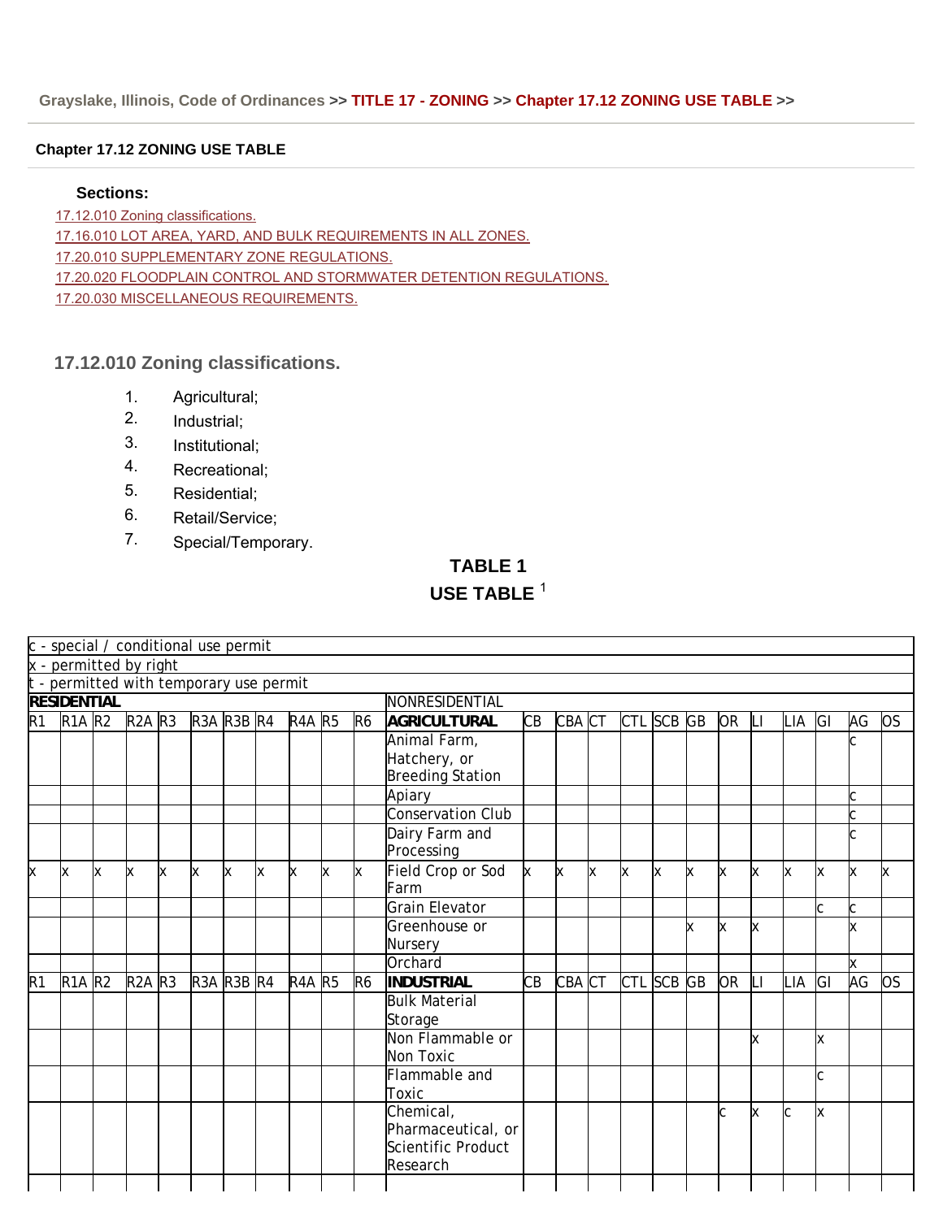Grayslake, Illinois, Code of Ordinances >> TITLE 17 - ZONING >> Chapter 17.12 ZONING USE TABLE >>

**Chapter 17.12 ZONING USE TABLE**

**Sections:**

17.12.010 Zoning classifications.
17.16.010 LOT AREA, YARD, AND BULK REQUIREMENTS IN ALL ZONES.
17.20.010 SUPPLEMENTARY ZONE REGULATIONS.
17.20.020 FLOODPLAIN CONTROL AND STORMWATER DETENTION REGULATIONS.
17.20.030 MISCELLANEOUS REQUIREMENTS.

## 17.12.010 Zoning classifications.

1. Agricultural;
2. Industrial;
3. Institutional;
4. Recreational;
5. Residential;
6. Retail/Service;
7. Special/Temporary.

**TABLE 1**

**USE TABLE** [1]

c - special / conditional use permit
x - permitted by right
t - permitted with temporary use permit

| **RESIDENTIAL** | | | | | | | | | | | NONRESIDENTIAL | | | | | | | | | | | | |
|---|---|---|---|---|---|---|---|---|---|---|---|---|---|---|---|---|---|---|---|---|---|---|---|
| R1 | R1A | R2 | R2A | R3 | R3A | R3B | R4 | R4A | R5 | R6 | **AGRICULTURAL** | CB | CBA | CT | CTL | SCB | GB | OR | LI | LIA | GI | AG | OS |
| | | | | | | | | | | | Animal Farm, Hatchery, or Breeding Station | | | | | | | | | | | c | |
| | | | | | | | | | | | Apiary | | | | | | | | | | | c | |
| | | | | | | | | | | | Conservation Club | | | | | | | | | | | c | |
| | | | | | | | | | | | Dairy Farm and Processing | | | | | | | | | | | c | |
| x | x | x | x | x | x | x | x | x | x | x | Field Crop or Sod Farm | x | x | x | x | x | x | x | x | x | x | x | x |
| | | | | | | | | | | | Grain Elevator | | | | | | | | | | c | c | |
| | | | | | | | | | | | Greenhouse or Nursery | | | | | | x | x | x | | | x | |
| | | | | | | | | | | | Orchard | | | | | | | | | | | x | |
| R1 | R1A | R2 | R2A | R3 | R3A | R3B | R4 | R4A | R5 | R6 | **INDUSTRIAL** | CB | CBA | CT | CTL | SCB | GB | OR | LI | LIA | GI | AG | OS |
| | | | | | | | | | | | Bulk Material Storage | | | | | | | | | | | | |
| | | | | | | | | | | | Non Flammable or Non Toxic | | | | | | | | x | | x | | |
| | | | | | | | | | | | Flammable and Toxic | | | | | | | | | | c | | |
| | | | | | | | | | | | Chemical, Pharmaceutical, or Scientific Product Research | | | | | | | c | x | c | x | | |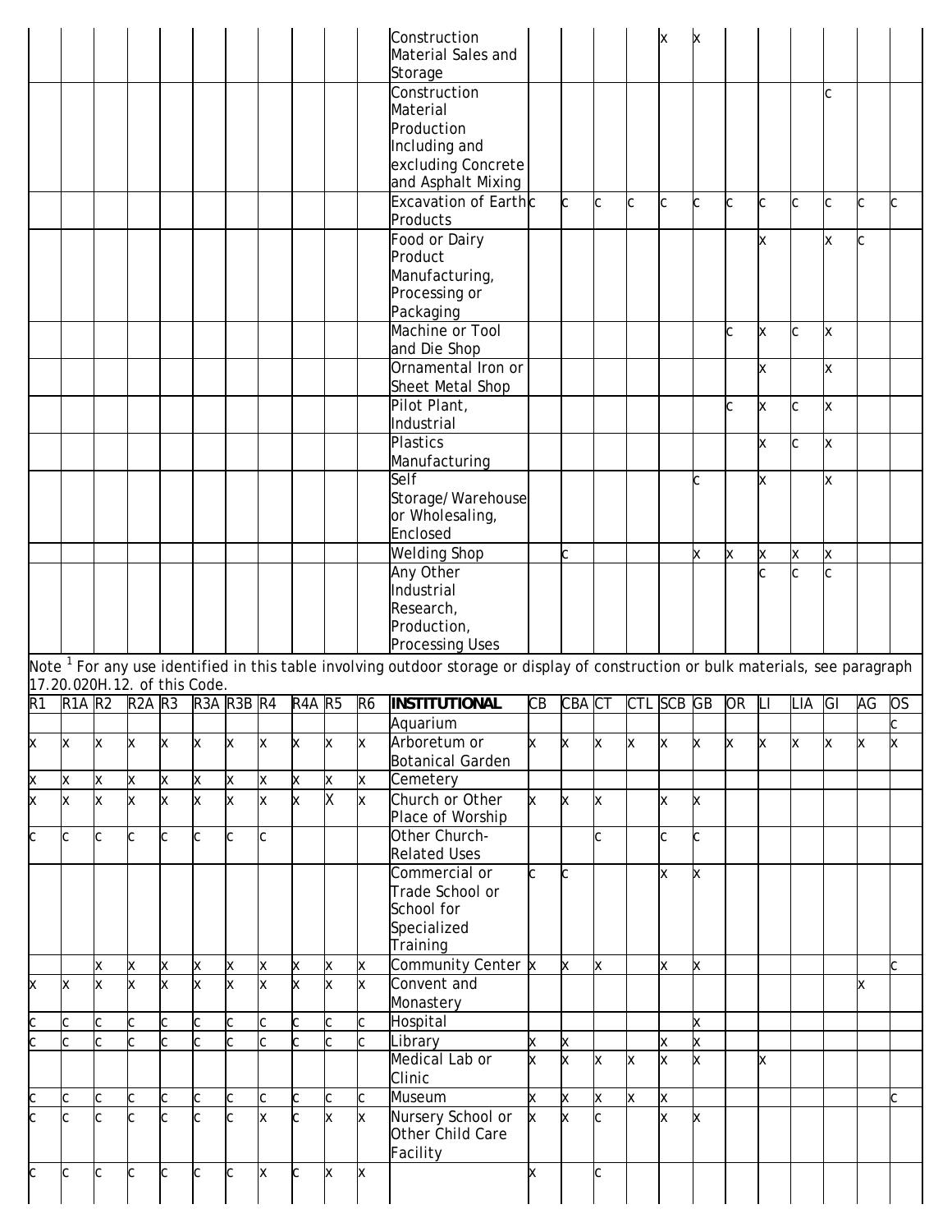| R1 | R1A | R2 | R2A | R3 | R3A | R3B | R4 | R4A | R5 | R6 | | CB | CBA | CT | CTL | SCB | GB | OR | LI | LIA | GI | AG | OS |
|---|---|---|---|---|---|---|---|---|---|---|---|---|---|---|---|---|---|---|---|---|---|---|---|
| | | | | | | | | | | | Construction Material Sales and Storage | | | | | x | x | | | | | | |
| | | | | | | | | | | | Construction Material Production Including and excluding Concrete and Asphalt Mixing | | | | | | | | | | c | | |
| | | | | | | | | | | | Excavation of Earth Products | c | c | c | c | c | c | c | c | c | c | c | c |
| | | | | | | | | | | | Food or Dairy Product Manufacturing, Processing or Packaging | | | | | | | | x | | x | c | |
| | | | | | | | | | | | Machine or Tool and Die Shop | | | | | | | c | x | c | x | | |
| | | | | | | | | | | | Ornamental Iron or Sheet Metal Shop | | | | | | | | x | | x | | |
| | | | | | | | | | | | Pilot Plant, Industrial | | | | | | | c | x | c | x | | |
| | | | | | | | | | | | Plastics Manufacturing | | | | | | | | x | c | x | | |
| | | | | | | | | | | | Self Storage/Warehouse or Wholesaling, Enclosed | | | | | | c | | x | | x | | |
| | | | | | | | | | | | Welding Shop | | c | | | | x | x | x | x | x | | |
| | | | | | | | | | | | Any Other Industrial Research, Production, Processing Uses | | | | | | | | c | c | c | | |

Note [1] For any use identified in this table involving outdoor storage or display of construction or bulk materials, see paragraph 17.20.020H.12. of this Code.

| R1 | R1A | R2 | R2A | R3 | R3A | R3B | R4 | R4A | R5 | R6 | **INSTITUTIONAL** | CB | CBA | CT | CTL | SCB | GB | OR | LI | LIA | GI | AG | OS |
|---|---|---|---|---|---|---|---|---|---|---|---|---|---|---|---|---|---|---|---|---|---|---|---|
| | | | | | | | | | | | Aquarium | | | | | | | | | | | | c |
| x | x | x | x | x | x | x | x | x | x | x | Arboretum or Botanical Garden | x | x | x | x | x | x | x | x | x | x | x | x |
| x | x | x | x | x | x | x | x | x | x | x | Cemetery | | | | | | | | | | | | |
| x | x | x | x | x | x | x | x | x | X | x | Church or Other Place of Worship | x | x | x | | x | x | | | | | | |
| c | c | c | c | c | c | c | c | | | | Other Church-Related Uses | | | c | | c | c | | | | | | |
| | | | | | | | | | | | Commercial or Trade School or School for Specialized Training | c | c | | | x | x | | | | | | |
| | | x | x | x | x | x | x | x | x | x | Community Center | x | x | x | | x | x | | | | | | c |
| x | x | x | x | x | x | x | x | x | x | x | Convent and Monastery | | | | | | | | | | | x | |
| c | c | c | c | c | c | c | c | c | c | c | Hospital | | | | | | x | | | | | | |
| c | c | c | c | c | c | c | c | c | c | c | Library | x | x | | | x | x | | | | | | |
| | | | | | | | | | | | Medical Lab or Clinic | x | x | x | x | x | x | | x | | | | |
| c | c | c | c | c | c | c | c | c | c | c | Museum | x | x | x | x | x | | | | | | | c |
| c | c | c | c | c | c | c | x | c | x | x | Nursery School or Other Child Care Facility | x | x | c | | x | x | | | | | | |
| c | c | c | c | c | c | c | x | c | x | x | | x | | c | | | | | | | | | |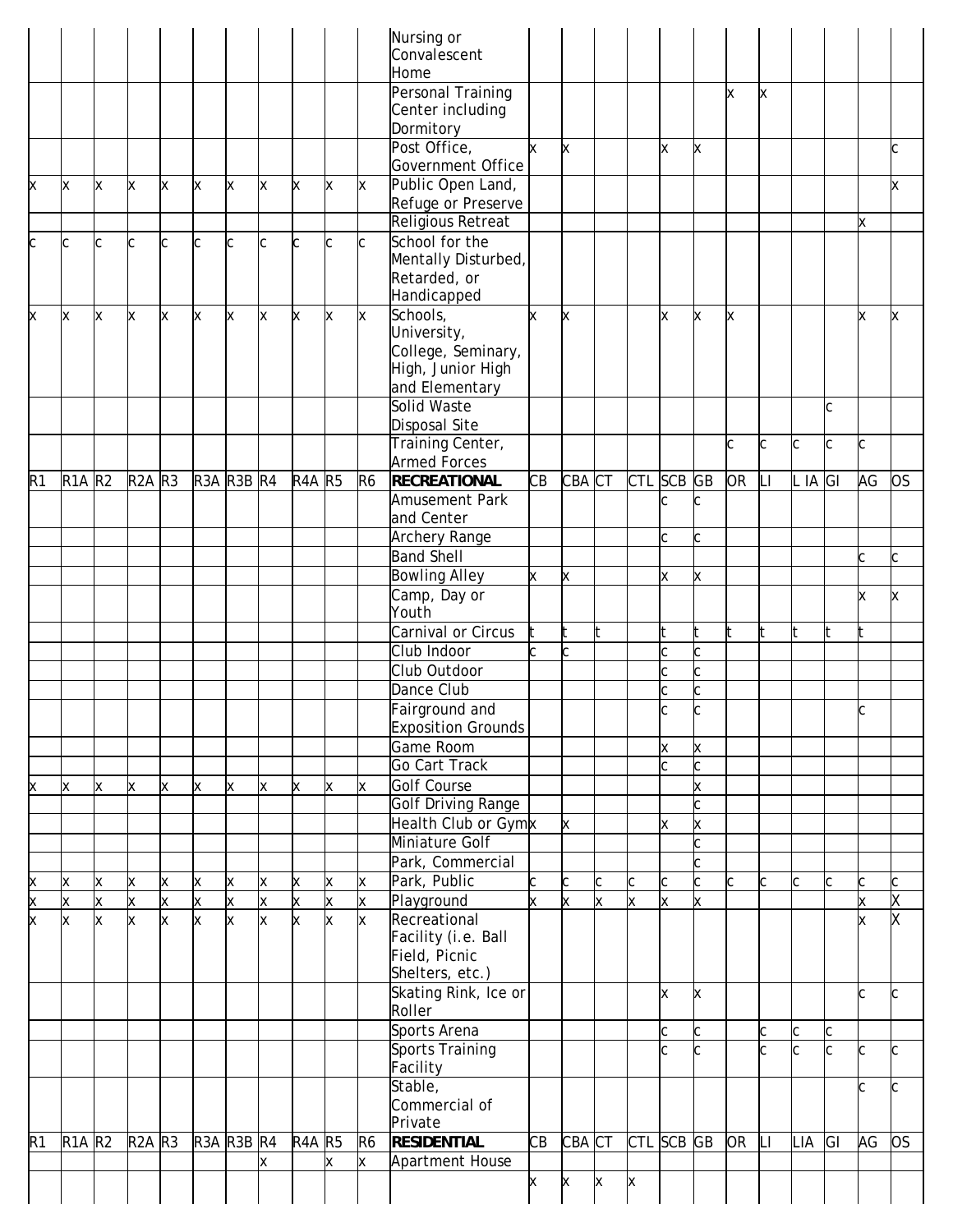| | | | | | | | | | | | | | | | | | | | | | | | | |
|---|---|---|---|---|---|---|---|---|---|---|---|---|---|---|---|---|---|---|---|---|---|---|---|---|
| | | | | | | | | | | | Nursing or Convalescent Home | | | | | | | | | | | | | |
| | | | | | | | | | | | Personal Training Center including Dormitory | | | | | | | x | x | | | | | |
| | | | | | | | | | | | Post Office, Government Office | x | x | | | x | x | | | | | | | c |
| x | x | x | x | x | x | x | x | x | x | x | Public Open Land, Refuge or Preserve | | | | | | | | | | | | | x |
| | | | | | | | | | | | Religious Retreat | | | | | | | | | | | | x | |
| c | c | c | c | c | c | c | c | c | c | c | School for the Mentally Disturbed, Retarded, or Handicapped | | | | | | | | | | | | | |
| x | x | x | x | x | x | x | x | x | x | x | Schools, University, College, Seminary, High, Junior High and Elementary | x | x | | | x | x | x | | | | | x | x |
| | | | | | | | | | | | Solid Waste Disposal Site | | | | | | | | | | | c | | |
| | | | | | | | | | | | Training Center, Armed Forces | | | | | | | c | c | c | | c | c | |
| R1 | R1A | R2 | R2A | R3 | R3A | R3B | R4 | R4A | R5 | R6 | **RECREATIONAL** | CB | CBA | CT | CTL | SCB | GB | OR | LI | L IA | GI | | AG | OS |
| | | | | | | | | | | | Amusement Park and Center | | | | | c | c | | | | | | | |
| | | | | | | | | | | | Archery Range | | | | | c | c | | | | | | | |
| | | | | | | | | | | | Band Shell | | | | | | | | | | | | c | c |
| | | | | | | | | | | | Bowling Alley | x | x | | | x | x | | | | | | | |
| | | | | | | | | | | | Camp, Day or Youth | | | | | | | | | | | | x | x |
| | | | | | | | | | | | Carnival or Circus | t | t | t | | t | t | t | t | t | t | | t | |
| | | | | | | | | | | | Club Indoor | c | c | | | c | c | | | | | | | |
| | | | | | | | | | | | Club Outdoor | | | | | c | c | | | | | | | |
| | | | | | | | | | | | Dance Club | | | | | c | c | | | | | | | |
| | | | | | | | | | | | Fairground and Exposition Grounds | | | | | c | c | | | | | | c | |
| | | | | | | | | | | | Game Room | | | | | x | x | | | | | | | |
| | | | | | | | | | | | Go Cart Track | | | | | c | c | | | | | | | |
| x | x | x | x | x | x | x | x | x | x | x | Golf Course | | | | | | x | | | | | | | |
| | | | | | | | | | | | Golf Driving Range | | | | | | c | | | | | | | |
| | | | | | | | | | | | Health Club or Gym | x | x | | | x | x | | | | | | | |
| | | | | | | | | | | | Miniature Golf | | | | | | c | | | | | | | |
| | | | | | | | | | | | Park, Commercial | | | | | | c | | | | | | | |
| x | x | x | x | x | x | x | x | x | x | x | Park, Public | c | c | c | c | c | c | c | c | c | c | | c | c |
| x | x | x | x | x | x | x | x | x | x | x | Playground | x | x | x | x | x | x | | | | | | x | X |
| x | x | x | x | x | x | x | x | x | x | x | Recreational Facility (i.e. Ball Field, Picnic Shelters, etc.) | | | | | | | | | | | | x | X |
| | | | | | | | | | | | Skating Rink, Ice or Roller | | | | | x | x | | | | | | c | c |
| | | | | | | | | | | | Sports Arena | | | | | c | c | | c | c | c | | | |
| | | | | | | | | | | | Sports Training Facility | | | | | c | c | | c | c | c | | c | c |
| | | | | | | | | | | | Stable, Commercial of Private | | | | | | | | | | | | c | c |
| R1 | R1A | R2 | R2A | R3 | R3A | R3B | R4 | R4A | R5 | R6 | **RESIDENTIAL** | CB | CBA | CT | CTL | SCB | GB | OR | LI | LIA | GI | | AG | OS |
| | | | | | | | x | | x | x | Apartment House | | | | | | | | | | | | | |
| | | | | | | | | | | | | x | x | x | x | | | | | | | | | |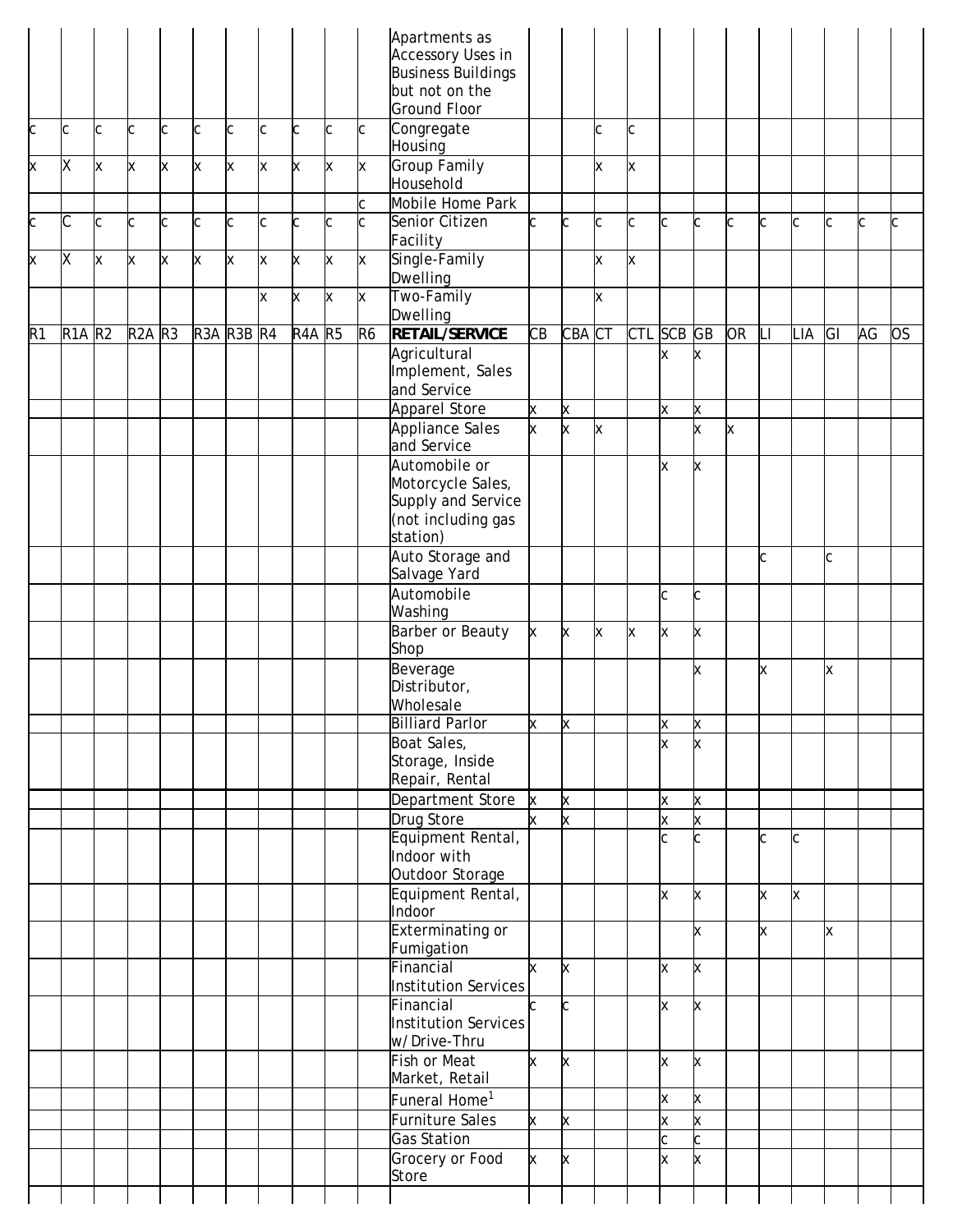| | | | | | | | | | | | Apartments as Accessory Uses in Business Buildings but not on the Ground Floor | | | | | | | | | | | | |
|---|---|---|---|---|---|---|---|---|---|---|---|---|---|---|---|---|---|---|---|---|---|---|---|
| c | c | c | c | c | c | c | c | c | c | c | Congregate Housing | | | c | c | | | | | | | | |
| x | X | x | x | x | x | x | x | x | x | x | Group Family Household | | | x | x | | | | | | | | |
| | | | | | | | | | | c | Mobile Home Park | | | | | | | | | | | | |
| c | C | c | c | c | c | c | c | c | c | c | Senior Citizen Facility | c | c | c | c | c | c | c | c | c | c | c | c |
| x | X | x | x | x | x | x | x | x | x | x | Single-Family Dwelling | | | x | x | | | | | | | | |
| | | | | | | | x | x | x | x | Two-Family Dwelling | | | x | | | | | | | | | |
| R1 | R1A | R2 | R2A | R3 | R3A | R3B | R4 | R4A | R5 | R6 | **RETAIL/SERVICE** | CB | CBA | CT | CTL | SCB | GB | OR | LI | LIA | GI | AG | OS |
| | | | | | | | | | | | Agricultural Implement, Sales and Service | | | | | x | x | | | | | | |
| | | | | | | | | | | | Apparel Store | x | x | | | x | x | | | | | | |
| | | | | | | | | | | | Appliance Sales and Service | x | x | x | | | x | x | | | | | |
| | | | | | | | | | | | Automobile or Motorcycle Sales, Supply and Service (not including gas station) | | | | | x | x | | | | | | |
| | | | | | | | | | | | Auto Storage and Salvage Yard | | | | | | | | c | | c | | |
| | | | | | | | | | | | Automobile Washing | | | | | c | c | | | | | | |
| | | | | | | | | | | | Barber or Beauty Shop | x | x | x | x | x | x | | | | | | |
| | | | | | | | | | | | Beverage Distributor, Wholesale | | | | | | x | | x | | x | | |
| | | | | | | | | | | | Billiard Parlor | x | x | | | x | x | | | | | | |
| | | | | | | | | | | | Boat Sales, Storage, Inside Repair, Rental | | | | | x | x | | | | | | |
| | | | | | | | | | | | Department Store | x | x | | | x | x | | | | | | |
| | | | | | | | | | | | Drug Store | x | x | | | x | x | | | | | | |
| | | | | | | | | | | | Equipment Rental, Indoor with Outdoor Storage | | | | | c | c | | c | c | | | |
| | | | | | | | | | | | Equipment Rental, Indoor | | | | | x | x | | x | x | | | |
| | | | | | | | | | | | Exterminating or Fumigation | | | | | | x | | x | | x | | |
| | | | | | | | | | | | Financial Institution Services | x | x | | | x | x | | | | | | |
| | | | | | | | | | | | Financial Institution Services w/Drive-Thru | c | c | | | x | x | | | | | | |
| | | | | | | | | | | | Fish or Meat Market, Retail | x | x | | | x | x | | | | | | |
| | | | | | | | | | | | Funeral Home[1] | | | | | x | x | | | | | | |
| | | | | | | | | | | | Furniture Sales | x | x | | | x | x | | | | | | |
| | | | | | | | | | | | Gas Station | | | | | c | c | | | | | | |
| | | | | | | | | | | | Grocery or Food Store | x | x | | | x | x | | | | | | |
| | | | | | | | | | | | | | | | | | | | | | | | |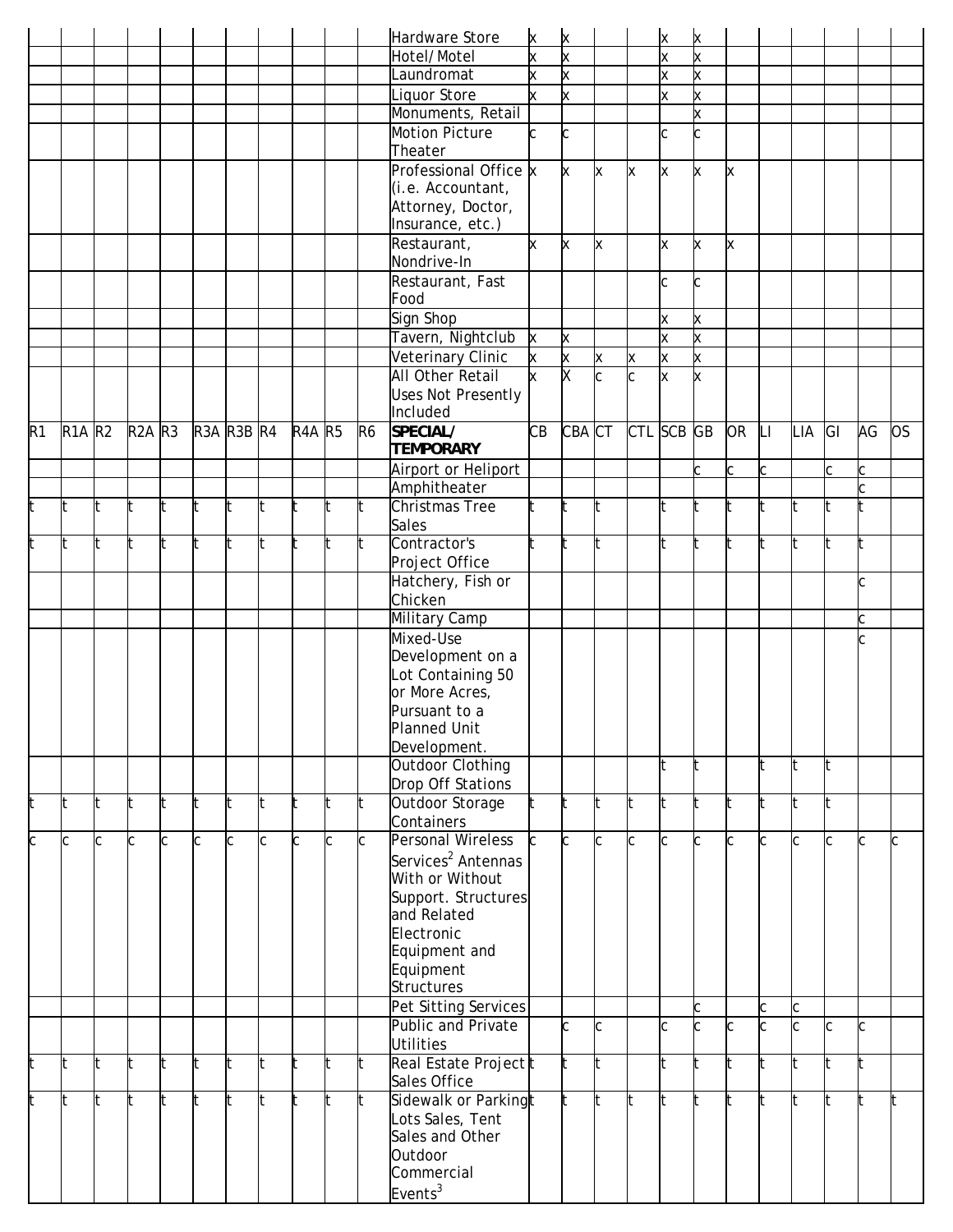| | | | | | | | | | | | | | | | | | | | | | | | |
|---|---|---|---|---|---|---|---|---|---|---|---|---|---|---|---|---|---|---|---|---|---|---|---|
| | | | | | | | | | | | Hardware Store | x | x | | | x | x | | | | | | |
| | | | | | | | | | | | Hotel/Motel | x | x | | | x | x | | | | | | |
| | | | | | | | | | | | Laundromat | x | x | | | x | x | | | | | | |
| | | | | | | | | | | | Liquor Store | x | x | | | x | x | | | | | | |
| | | | | | | | | | | | Monuments, Retail | | | | | | x | | | | | | |
| | | | | | | | | | | | Motion Picture Theater | c | c | | | c | c | | | | | | |
| | | | | | | | | | | | Professional Office (i.e. Accountant, Attorney, Doctor, Insurance, etc.) | x | x | x | x | x | x | x | | | | | |
| | | | | | | | | | | | Restaurant, Nondrive-In | x | x | x | | x | x | x | | | | | |
| | | | | | | | | | | | Restaurant, Fast Food | | | | | c | c | | | | | | |
| | | | | | | | | | | | Sign Shop | | | | | x | x | | | | | | |
| | | | | | | | | | | | Tavern, Nightclub | x | x | | | x | x | | | | | | |
| | | | | | | | | | | | Veterinary Clinic | x | x | x | x | x | x | | | | | | |
| | | | | | | | | | | | All Other Retail Uses Not Presently Included | x | X | c | c | x | x | | | | | | |
| R1 | R1A | R2 | R2A | R3 | R3A | R3B | R4 | R4A | R5 | R6 | **SPECIAL/ TEMPORARY** | CB | CBA | CT | CTL | SCB | GB | OR | LI | LIA | GI | AG | OS |
| | | | | | | | | | | | Airport or Heliport | | | | | | c | c | c | | c | c | |
| | | | | | | | | | | | Amphitheater | | | | | | | | | | | c | |
| t | t | t | t | t | t | t | t | t | t | t | Christmas Tree Sales | t | t | t | | t | t | t | t | t | t | t | |
| t | t | t | t | t | t | t | t | t | t | t | Contractor's Project Office | t | t | t | | t | t | t | t | t | t | t | |
| | | | | | | | | | | | Hatchery, Fish or Chicken | | | | | | | | | | | c | |
| | | | | | | | | | | | Military Camp | | | | | | | | | | | c | |
| | | | | | | | | | | | Mixed-Use Development on a Lot Containing 50 or More Acres, Pursuant to a Planned Unit Development. | | | | | | | | | | | c | |
| | | | | | | | | | | | Outdoor Clothing Drop Off Stations | | | | | t | t | | t | t | t | | |
| t | t | t | t | t | t | t | t | t | t | t | Outdoor Storage Containers | t | t | t | t | t | t | t | t | t | t | | |
| c | c | c | c | c | c | c | c | c | c | c | Personal Wireless Services[2] Antennas With or Without Support. Structures and Related Electronic Equipment and Equipment Structures | c | c | c | c | c | c | c | c | c | c | c | c |
| | | | | | | | | | | | Pet Sitting Services | | | | | | c | | c | c | | | |
| | | | | | | | | | | | Public and Private Utilities | | c | c | | c | c | c | c | c | c | c | |
| t | t | t | t | t | t | t | t | t | t | t | Real Estate Project Sales Office | t | t | t | | t | t | t | t | t | t | t | |
| t | t | t | t | t | t | t | t | t | t | t | Sidewalk or Parking Lots Sales, Tent Sales and Other Outdoor Commercial Events[3] | t | t | t | t | t | t | t | t | t | t | t | t |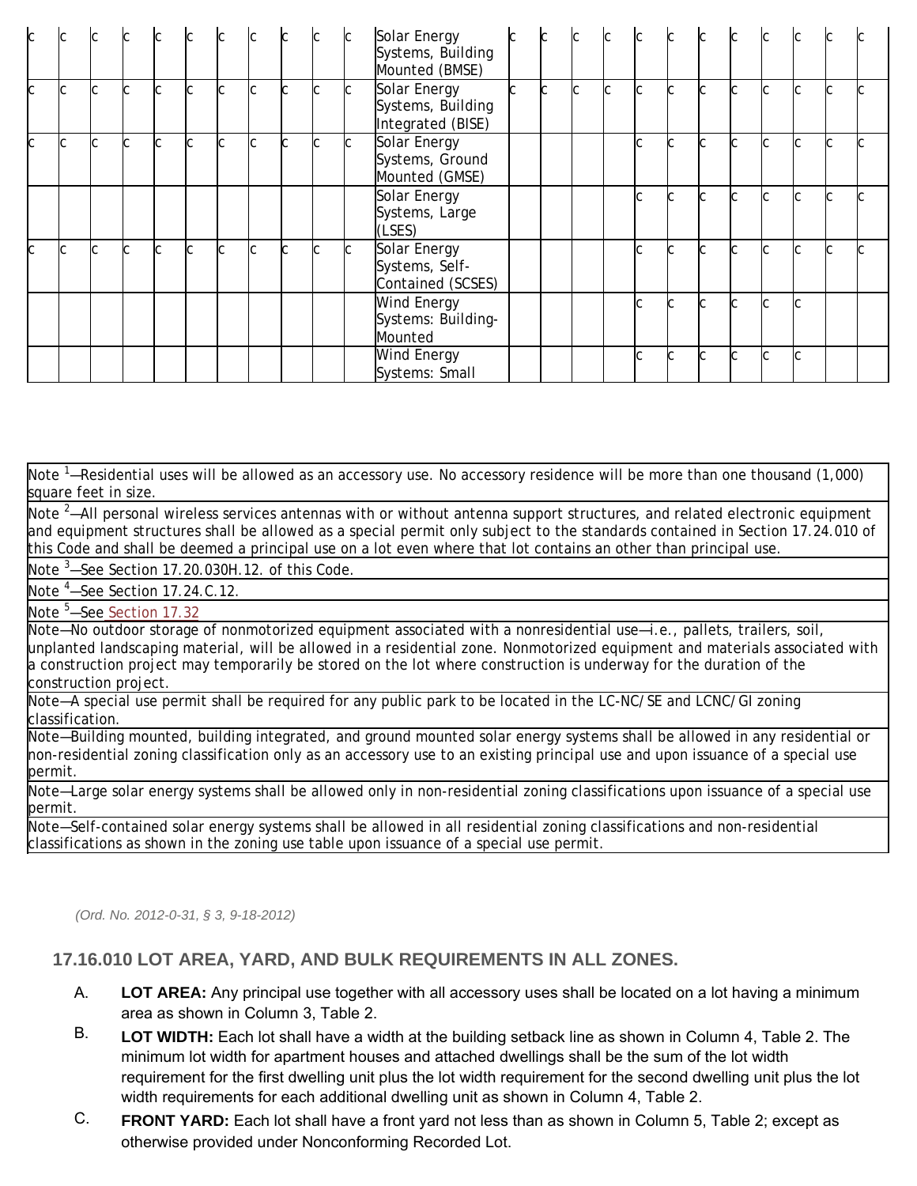| | | | | | | | | | | | | | | | | | | | | | | | |
|---|---|---|---|---|---|---|---|---|---|---|---|---|---|---|---|---|---|---|---|---|---|---|---|
| C | C | C | C | C | C | C | C | C | C | C | Solar Energy Systems, Building Mounted (BMSE) | C | C | C | C | C | C | C | C | C | C | C | C |
| C | C | C | C | C | C | C | C | C | C | C | Solar Energy Systems, Building Integrated (BISE) | C | C | C | C | C | C | C | C | C | C | C | C |
| C | C | C | C | C | C | C | C | C | C | C | Solar Energy Systems, Ground Mounted (GMSE) | | | | | C | C | C | C | C | C | C | C |
| | | | | | | | | | | | Solar Energy Systems, Large (LSES) | | | | | C | C | C | C | C | C | C | C |
| C | C | C | C | C | C | C | C | C | C | C | Solar Energy Systems, Self-Contained (SCSES) | | | | | C | C | C | C | C | C | C | C |
| | | | | | | | | | | | Wind Energy Systems: Building-Mounted | | | | | C | C | C | C | C | C | | |
| | | | | | | | | | | | Wind Energy Systems: Small | | | | | C | C | C | C | C | C | | |

| Notes |
|---|
| Note [1]—Residential uses will be allowed as an accessory use. No accessory residence will be more than one thousand (1,000) square feet in size. |
| Note [2]—All personal wireless services antennas with or without antenna support structures, and related electronic equipment and equipment structures shall be allowed as a special permit only subject to the standards contained in Section 17.24.010 of this Code and shall be deemed a principal use on a lot even where that lot contains an other than principal use. |
| Note [3]—See Section 17.20.030H.12. of this Code. |
| Note [4]—See Section 17.24.C.12. |
| Note [5]—See Section 17.32 |
| Note—No outdoor storage of nonmotorized equipment associated with a nonresidential use—i.e., pallets, trailers, soil, unplanted landscaping material, will be allowed in a residential zone. Nonmotorized equipment and materials associated with a construction project may temporarily be stored on the lot where construction is underway for the duration of the construction project. |
| Note—A special use permit shall be required for any public park to be located in the LC-NC/SE and LCNC/GI zoning classification. |
| Note—Building mounted, building integrated, and ground mounted solar energy systems shall be allowed in any residential or non-residential zoning classification only as an accessory use to an existing principal use and upon issuance of a special use permit. |
| Note—Large solar energy systems shall be allowed only in non-residential zoning classifications upon issuance of a special use permit. |
| Note—Self-contained solar energy systems shall be allowed in all residential zoning classifications and non-residential classifications as shown in the zoning use table upon issuance of a special use permit. |

*(Ord. No. 2012-0-31, § 3, 9-18-2012)*

## 17.16.010 LOT AREA, YARD, AND BULK REQUIREMENTS IN ALL ZONES.

A. **LOT AREA:** Any principal use together with all accessory uses shall be located on a lot having a minimum area as shown in Column 3, Table 2.

B. **LOT WIDTH:** Each lot shall have a width at the building setback line as shown in Column 4, Table 2. The minimum lot width for apartment houses and attached dwellings shall be the sum of the lot width requirement for the first dwelling unit plus the lot width requirement for the second dwelling unit plus the lot width requirements for each additional dwelling unit as shown in Column 4, Table 2.

C. **FRONT YARD:** Each lot shall have a front yard not less than as shown in Column 5, Table 2; except as otherwise provided under Nonconforming Recorded Lot.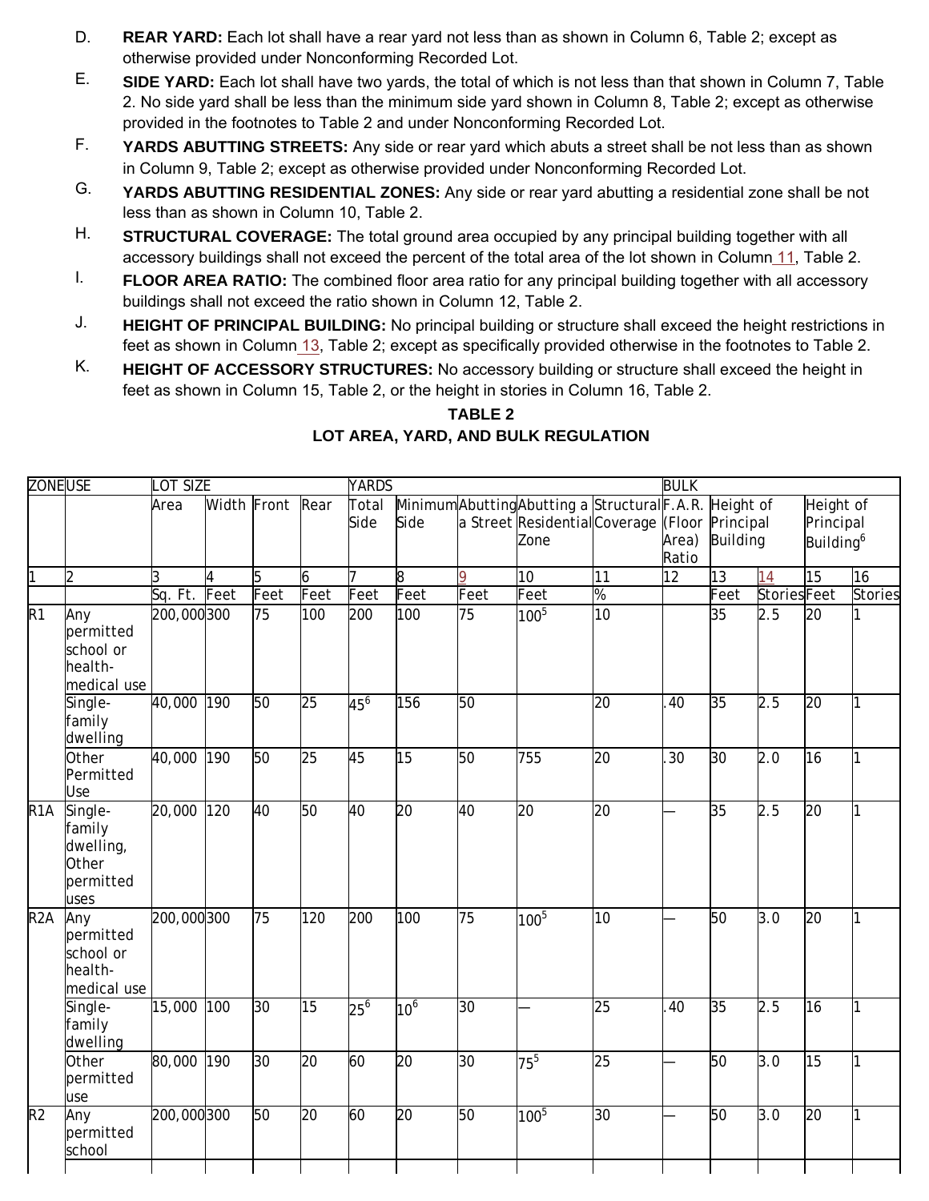D. **REAR YARD:** Each lot shall have a rear yard not less than as shown in Column 6, Table 2; except as otherwise provided under Nonconforming Recorded Lot.

E. **SIDE YARD:** Each lot shall have two yards, the total of which is not less than that shown in Column 7, Table 2. No side yard shall be less than the minimum side yard shown in Column 8, Table 2; except as otherwise provided in the footnotes to Table 2 and under Nonconforming Recorded Lot.

F. **YARDS ABUTTING STREETS:** Any side or rear yard which abuts a street shall be not less than as shown in Column 9, Table 2; except as otherwise provided under Nonconforming Recorded Lot.

G. **YARDS ABUTTING RESIDENTIAL ZONES:** Any side or rear yard abutting a residential zone shall be not less than as shown in Column 10, Table 2.

H. **STRUCTURAL COVERAGE:** The total ground area occupied by any principal building together with all accessory buildings shall not exceed the percent of the total area of the lot shown in Column 11, Table 2.

I. **FLOOR AREA RATIO:** The combined floor area ratio for any principal building together with all accessory buildings shall not exceed the ratio shown in Column 12, Table 2.

J. **HEIGHT OF PRINCIPAL BUILDING:** No principal building or structure shall exceed the height restrictions in feet as shown in Column 13, Table 2; except as specifically provided otherwise in the footnotes to Table 2.

K. **HEIGHT OF ACCESSORY STRUCTURES:** No accessory building or structure shall exceed the height in feet as shown in Column 15, Table 2, or the height in stories in Column 16, Table 2.

**TABLE 2**

**LOT AREA, YARD, AND BULK REGULATION**

| ZONE | USE | LOT SIZE | | | | YARDS | | | | | BULK | | | | |
|---|---|---|---|---|---|---|---|---|---|---|---|---|---|---|---|
| | | Area | Width | Front | Rear | Total Side | Minimum Side | Abutting a Street | Abutting a Residential Zone | Structural Coverage | F.A.R. (Floor Area) Ratio | Height of Principal Building | | Height of Principal Building[6] | |
| 1 | 2 | 3 | 4 | 5 | 6 | 7 | 8 | 9 | 10 | 11 | 12 | 13 | 14 | 15 | 16 |
| | | Sq. Ft. | Feet | Feet | Feet | Feet | Feet | Feet | Feet | % | | Feet | Stories | Feet | Stories |
| R1 | Any permitted school or health-medical use | 200,000 | 300 | 75 | 100 | 200 | 100 | 75 | 100[5] | 10 | | 35 | 2.5 | 20 | 1 |
| | Single-family dwelling | 40,000 | 190 | 50 | 25 | 45[6] | 156 | 50 | | 20 | .40 | 35 | 2.5 | 20 | 1 |
| | Other Permitted Use | 40,000 | 190 | 50 | 25 | 45 | 15 | 50 | 755 | 20 | .30 | 30 | 2.0 | 16 | 1 |
| R1A | Single-family dwelling, Other permitted uses | 20,000 | 120 | 40 | 50 | 40 | 20 | 40 | 20 | 20 | — | 35 | 2.5 | 20 | 1 |
| R2A | Any permitted school or health-medical use | 200,000 | 300 | 75 | 120 | 200 | 100 | 75 | 100[5] | 10 | — | 50 | 3.0 | 20 | 1 |
| | Single-family dwelling | 15,000 | 100 | 30 | 15 | 25[6] | 10[6] | 30 | — | 25 | .40 | 35 | 2.5 | 16 | 1 |
| | Other permitted use | 80,000 | 190 | 30 | 20 | 60 | 20 | 30 | 75[5] | 25 | — | 50 | 3.0 | 15 | 1 |
| R2 | Any permitted school | 200,000 | 300 | 50 | 20 | 60 | 20 | 50 | 100[5] | 30 | — | 50 | 3.0 | 20 | 1 |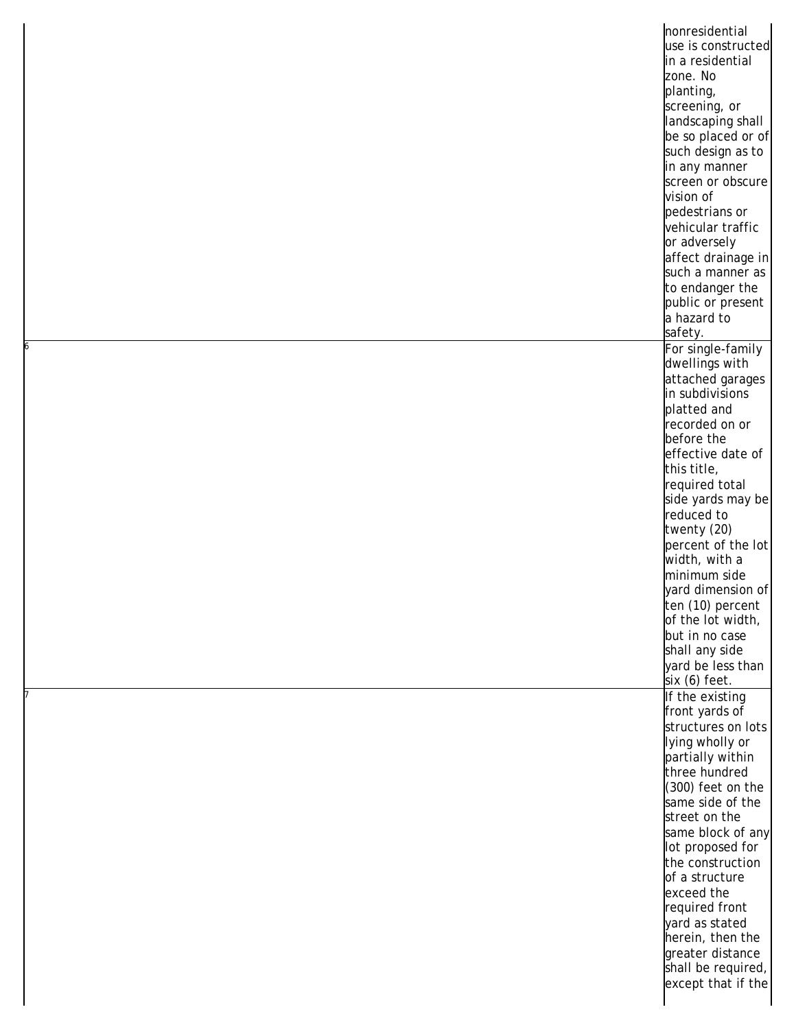| | |
|---|---|
| | nonresidential use is constructed in a residential zone. No planting, screening, or landscaping shall be so placed or of such design as to in any manner screen or obscure vision of pedestrians or vehicular traffic or adversely affect drainage in such a manner as to endanger the public or present a hazard to safety. |
| 6 | For single-family dwellings with attached garages in subdivisions platted and recorded on or before the effective date of this title, required total side yards may be reduced to twenty (20) percent of the lot width, with a minimum side yard dimension of ten (10) percent of the lot width, but in no case shall any side yard be less than six (6) feet. |
| 7 | If the existing front yards of structures on lots lying wholly or partially within three hundred (300) feet on the same side of the street on the same block of any lot proposed for the construction of a structure exceed the required front yard as stated herein, then the greater distance shall be required, except that if the |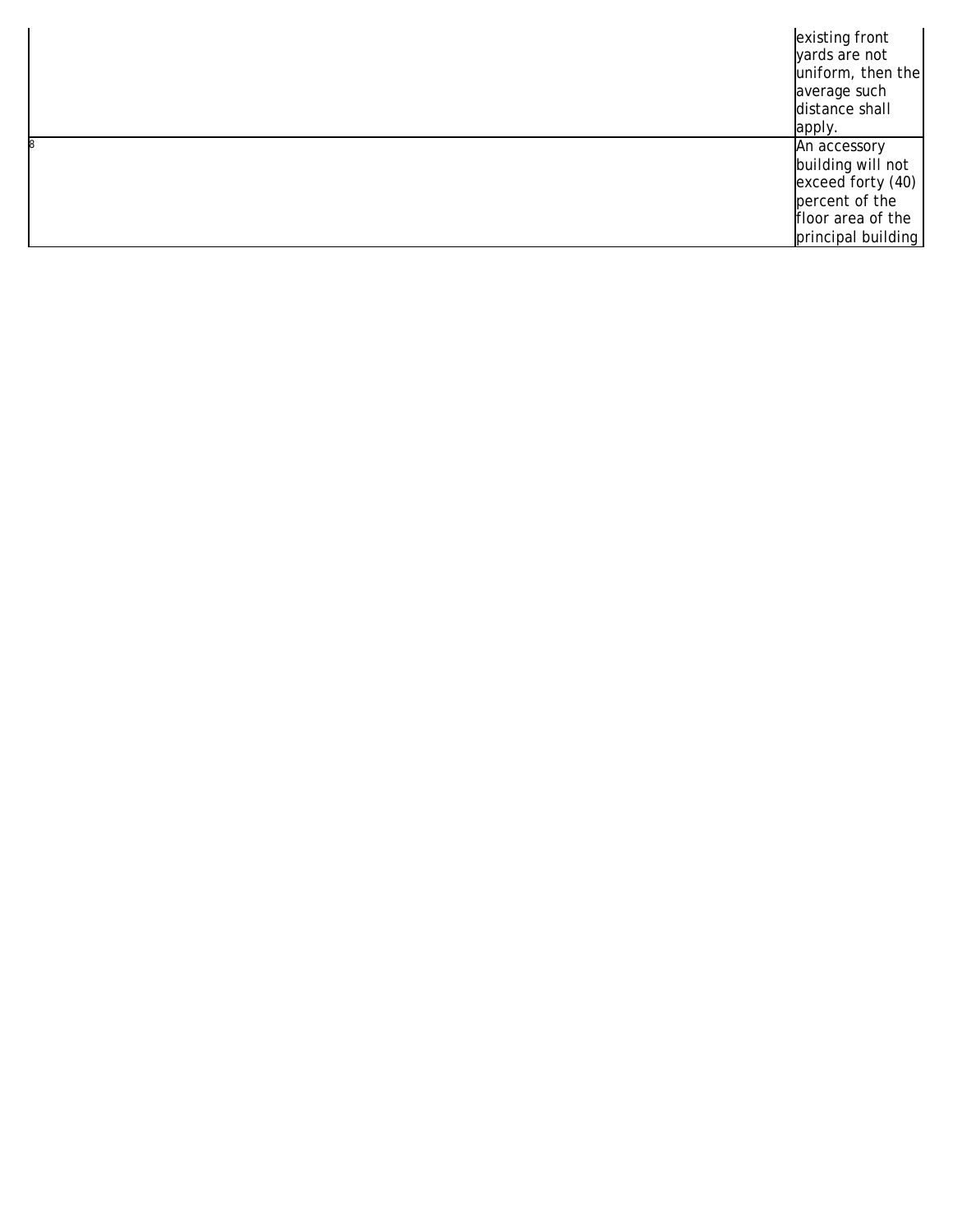| | |
|---|---|
| | existing front yards are not uniform, then the average such distance shall apply. |
| 8 | An accessory building will not exceed forty (40) percent of the floor area of the principal building |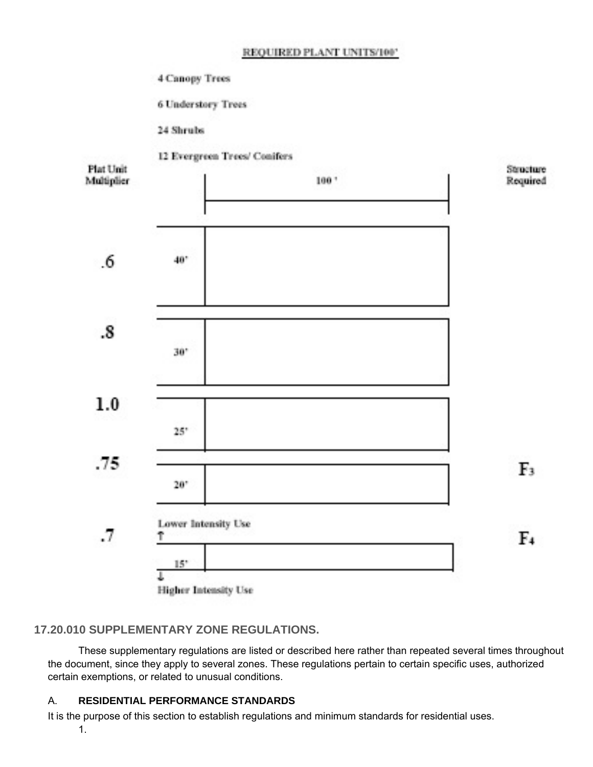REQUIRED PLANT UNITS/100'

4 Canopy Trees

6 Understory Trees

24 Shrubs

12 Evergreen Trees/ Conifers

| Plat Unit Multiplier | Width (100') | Structure Required |
|---|---|---|
| .6 | 40' | |
| .8 | 30' | |
| 1.0 | 25' | |
| .75 | 20' | $F_3$ |
| .7 | 15' | $F_4$ |

Lower Intensity Use ↑

↓ Higher Intensity Use

## 17.20.010 SUPPLEMENTARY ZONE REGULATIONS.

These supplementary regulations are listed or described here rather than repeated several times throughout the document, since they apply to several zones. These regulations pertain to certain specific uses, authorized certain exemptions, or related to unusual conditions.

### A. RESIDENTIAL PERFORMANCE STANDARDS

It is the purpose of this section to establish regulations and minimum standards for residential uses.

1.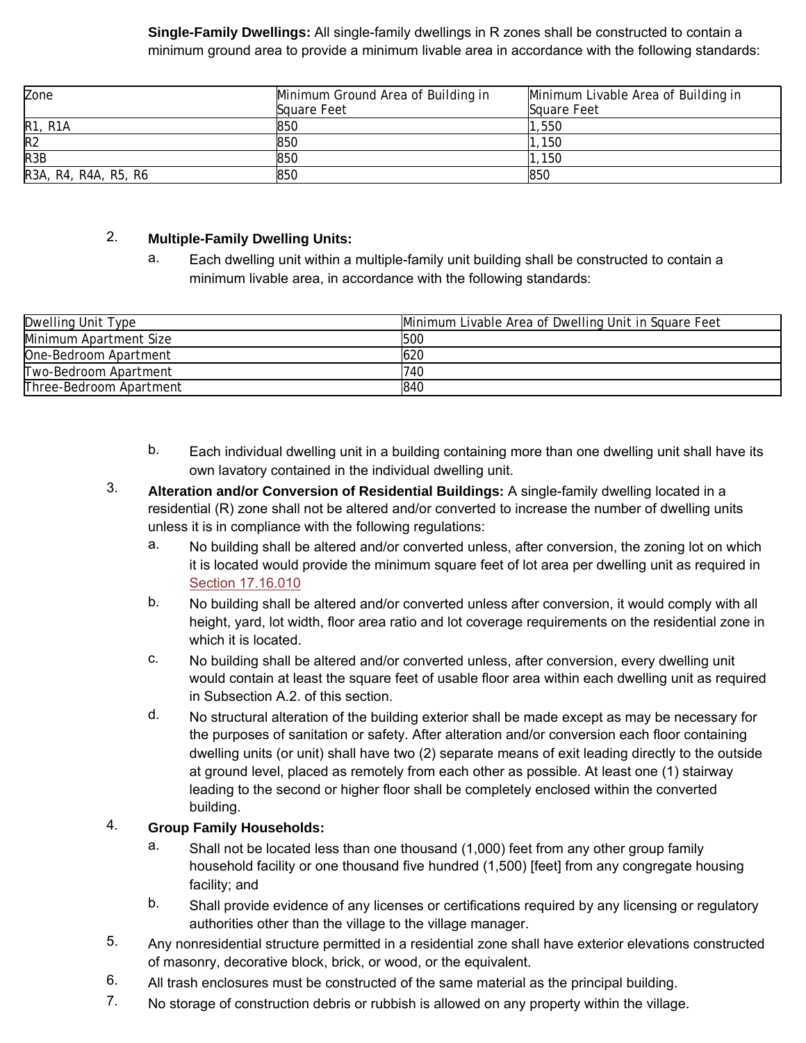**Single-Family Dwellings:** All single-family dwellings in R zones shall be constructed to contain a minimum ground area to provide a minimum livable area in accordance with the following standards:

| Zone | Minimum Ground Area of Building in Square Feet | Minimum Livable Area of Building in Square Feet |
|---|---|---|
| R1, R1A | 850 | 1,550 |
| R2 | 850 | 1,150 |
| R3B | 850 | 1,150 |
| R3A, R4, R4A, R5, R6 | 850 | 850 |

2. **Multiple-Family Dwelling Units:**

   a. Each dwelling unit within a multiple-family unit building shall be constructed to contain a minimum livable area, in accordance with the following standards:

| Dwelling Unit Type | Minimum Livable Area of Dwelling Unit in Square Feet |
|---|---|
| Minimum Apartment Size | 500 |
| One-Bedroom Apartment | 620 |
| Two-Bedroom Apartment | 740 |
| Three-Bedroom Apartment | 840 |

   b. Each individual dwelling unit in a building containing more than one dwelling unit shall have its own lavatory contained in the individual dwelling unit.

3. **Alteration and/or Conversion of Residential Buildings:** A single-family dwelling located in a residential (R) zone shall not be altered and/or converted to increase the number of dwelling units unless it is in compliance with the following regulations:

   a. No building shall be altered and/or converted unless, after conversion, the zoning lot on which it is located would provide the minimum square feet of lot area per dwelling unit as required in Section 17.16.010

   b. No building shall be altered and/or converted unless after conversion, it would comply with all height, yard, lot width, floor area ratio and lot coverage requirements on the residential zone in which it is located.

   c. No building shall be altered and/or converted unless, after conversion, every dwelling unit would contain at least the square feet of usable floor area within each dwelling unit as required in Subsection A.2. of this section.

   d. No structural alteration of the building exterior shall be made except as may be necessary for the purposes of sanitation or safety. After alteration and/or conversion each floor containing dwelling units (or unit) shall have two (2) separate means of exit leading directly to the outside at ground level, placed as remotely from each other as possible. At least one (1) stairway leading to the second or higher floor shall be completely enclosed within the converted building.

4. **Group Family Households:**

   a. Shall not be located less than one thousand (1,000) feet from any other group family household facility or one thousand five hundred (1,500) [feet] from any congregate housing facility; and

   b. Shall provide evidence of any licenses or certifications required by any licensing or regulatory authorities other than the village to the village manager.

5. Any nonresidential structure permitted in a residential zone shall have exterior elevations constructed of masonry, decorative block, brick, or wood, or the equivalent.

6. All trash enclosures must be constructed of the same material as the principal building.

7. No storage of construction debris or rubbish is allowed on any property within the village.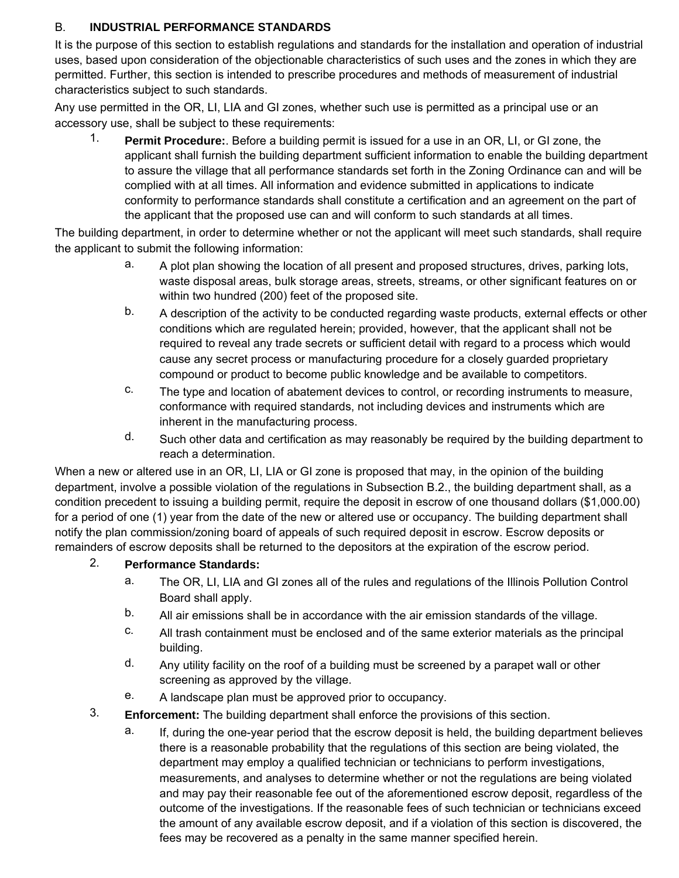### B. INDUSTRIAL PERFORMANCE STANDARDS

It is the purpose of this section to establish regulations and standards for the installation and operation of industrial uses, based upon consideration of the objectionable characteristics of such uses and the zones in which they are permitted. Further, this section is intended to prescribe procedures and methods of measurement of industrial characteristics subject to such standards.

Any use permitted in the OR, LI, LIA and GI zones, whether such use is permitted as a principal use or an accessory use, shall be subject to these requirements:

1. **Permit Procedure:**. Before a building permit is issued for a use in an OR, LI, or GI zone, the applicant shall furnish the building department sufficient information to enable the building department to assure the village that all performance standards set forth in the Zoning Ordinance can and will be complied with at all times. All information and evidence submitted in applications to indicate conformity to performance standards shall constitute a certification and an agreement on the part of the applicant that the proposed use can and will conform to such standards at all times.

The building department, in order to determine whether or not the applicant will meet such standards, shall require the applicant to submit the following information:

a. A plot plan showing the location of all present and proposed structures, drives, parking lots, waste disposal areas, bulk storage areas, streets, streams, or other significant features on or within two hundred (200) feet of the proposed site.

b. A description of the activity to be conducted regarding waste products, external effects or other conditions which are regulated herein; provided, however, that the applicant shall not be required to reveal any trade secrets or sufficient detail with regard to a process which would cause any secret process or manufacturing procedure for a closely guarded proprietary compound or product to become public knowledge and be available to competitors.

c. The type and location of abatement devices to control, or recording instruments to measure, conformance with required standards, not including devices and instruments which are inherent in the manufacturing process.

d. Such other data and certification as may reasonably be required by the building department to reach a determination.

When a new or altered use in an OR, LI, LIA or GI zone is proposed that may, in the opinion of the building department, involve a possible violation of the regulations in Subsection B.2., the building department shall, as a condition precedent to issuing a building permit, require the deposit in escrow of one thousand dollars ($1,000.00) for a period of one (1) year from the date of the new or altered use or occupancy. The building department shall notify the plan commission/zoning board of appeals of such required deposit in escrow. Escrow deposits or remainders of escrow deposits shall be returned to the depositors at the expiration of the escrow period.

2. **Performance Standards:**

a. The OR, LI, LIA and GI zones all of the rules and regulations of the Illinois Pollution Control Board shall apply.

b. All air emissions shall be in accordance with the air emission standards of the village.

c. All trash containment must be enclosed and of the same exterior materials as the principal building.

d. Any utility facility on the roof of a building must be screened by a parapet wall or other screening as approved by the village.

e. A landscape plan must be approved prior to occupancy.

3. **Enforcement:** The building department shall enforce the provisions of this section.

a. If, during the one-year period that the escrow deposit is held, the building department believes there is a reasonable probability that the regulations of this section are being violated, the department may employ a qualified technician or technicians to perform investigations, measurements, and analyses to determine whether or not the regulations are being violated and may pay their reasonable fee out of the aforementioned escrow deposit, regardless of the outcome of the investigations. If the reasonable fees of such technician or technicians exceed the amount of any available escrow deposit, and if a violation of this section is discovered, the fees may be recovered as a penalty in the same manner specified herein.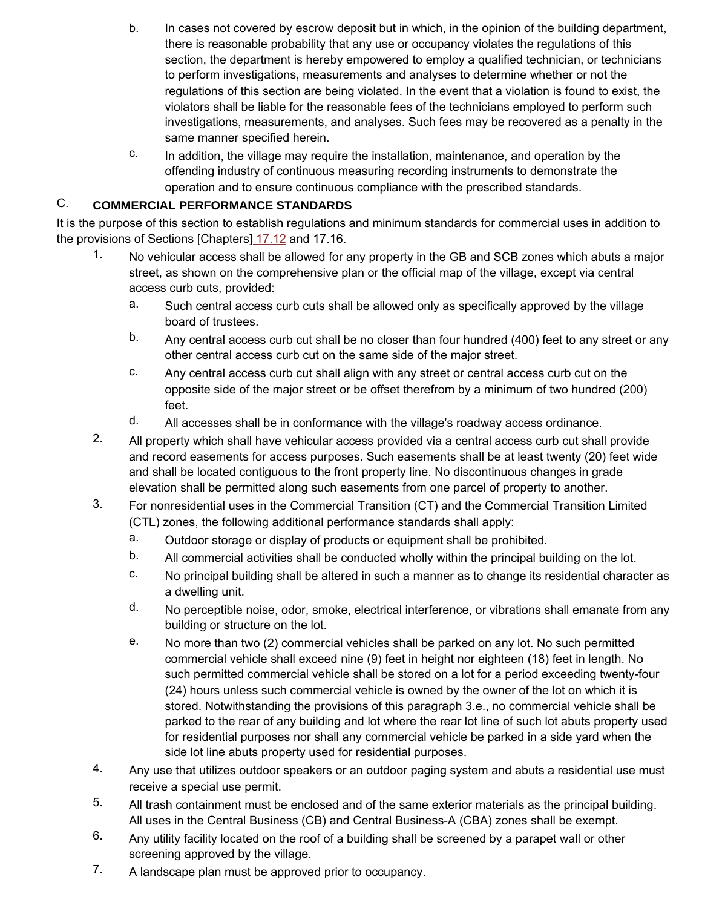b. In cases not covered by escrow deposit but in which, in the opinion of the building department, there is reasonable probability that any use or occupancy violates the regulations of this section, the department is hereby empowered to employ a qualified technician, or technicians to perform investigations, measurements and analyses to determine whether or not the regulations of this section are being violated. In the event that a violation is found to exist, the violators shall be liable for the reasonable fees of the technicians employed to perform such investigations, measurements, and analyses. Such fees may be recovered as a penalty in the same manner specified herein.

c. In addition, the village may require the installation, maintenance, and operation by the offending industry of continuous measuring recording instruments to demonstrate the operation and to ensure continuous compliance with the prescribed standards.

C. **COMMERCIAL PERFORMANCE STANDARDS**

It is the purpose of this section to establish regulations and minimum standards for commercial uses in addition to the provisions of Sections [Chapters] 17.12 and 17.16.

1. No vehicular access shall be allowed for any property in the GB and SCB zones which abuts a major street, as shown on the comprehensive plan or the official map of the village, except via central access curb cuts, provided:
   a. Such central access curb cuts shall be allowed only as specifically approved by the village board of trustees.
   b. Any central access curb cut shall be no closer than four hundred (400) feet to any street or any other central access curb cut on the same side of the major street.
   c. Any central access curb cut shall align with any street or central access curb cut on the opposite side of the major street or be offset therefrom by a minimum of two hundred (200) feet.
   d. All accesses shall be in conformance with the village's roadway access ordinance.
2. All property which shall have vehicular access provided via a central access curb cut shall provide and record easements for access purposes. Such easements shall be at least twenty (20) feet wide and shall be located contiguous to the front property line. No discontinuous changes in grade elevation shall be permitted along such easements from one parcel of property to another.
3. For nonresidential uses in the Commercial Transition (CT) and the Commercial Transition Limited (CTL) zones, the following additional performance standards shall apply:
   a. Outdoor storage or display of products or equipment shall be prohibited.
   b. All commercial activities shall be conducted wholly within the principal building on the lot.
   c. No principal building shall be altered in such a manner as to change its residential character as a dwelling unit.
   d. No perceptible noise, odor, smoke, electrical interference, or vibrations shall emanate from any building or structure on the lot.
   e. No more than two (2) commercial vehicles shall be parked on any lot. No such permitted commercial vehicle shall exceed nine (9) feet in height nor eighteen (18) feet in length. No such permitted commercial vehicle shall be stored on a lot for a period exceeding twenty-four (24) hours unless such commercial vehicle is owned by the owner of the lot on which it is stored. Notwithstanding the provisions of this paragraph 3.e., no commercial vehicle shall be parked to the rear of any building and lot where the rear lot line of such lot abuts property used for residential purposes nor shall any commercial vehicle be parked in a side yard when the side lot line abuts property used for residential purposes.
4. Any use that utilizes outdoor speakers or an outdoor paging system and abuts a residential use must receive a special use permit.
5. All trash containment must be enclosed and of the same exterior materials as the principal building. All uses in the Central Business (CB) and Central Business-A (CBA) zones shall be exempt.
6. Any utility facility located on the roof of a building shall be screened by a parapet wall or other screening approved by the village.
7. A landscape plan must be approved prior to occupancy.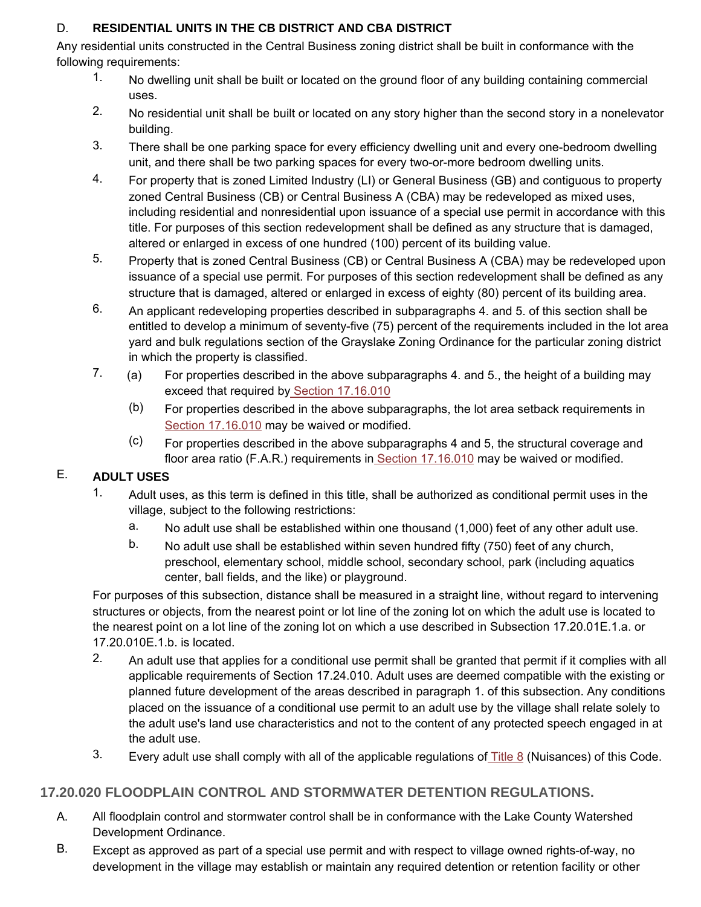D. **RESIDENTIAL UNITS IN THE CB DISTRICT AND CBA DISTRICT**

Any residential units constructed in the Central Business zoning district shall be built in conformance with the following requirements:

1. No dwelling unit shall be built or located on the ground floor of any building containing commercial uses.
2. No residential unit shall be built or located on any story higher than the second story in a nonelevator building.
3. There shall be one parking space for every efficiency dwelling unit and every one-bedroom dwelling unit, and there shall be two parking spaces for every two-or-more bedroom dwelling units.
4. For property that is zoned Limited Industry (LI) or General Business (GB) and contiguous to property zoned Central Business (CB) or Central Business A (CBA) may be redeveloped as mixed uses, including residential and nonresidential upon issuance of a special use permit in accordance with this title. For purposes of this section redevelopment shall be defined as any structure that is damaged, altered or enlarged in excess of one hundred (100) percent of its building value.
5. Property that is zoned Central Business (CB) or Central Business A (CBA) may be redeveloped upon issuance of a special use permit. For purposes of this section redevelopment shall be defined as any structure that is damaged, altered or enlarged in excess of eighty (80) percent of its building area.
6. An applicant redeveloping properties described in subparagraphs 4. and 5. of this section shall be entitled to develop a minimum of seventy-five (75) percent of the requirements included in the lot area yard and bulk regulations section of the Grayslake Zoning Ordinance for the particular zoning district in which the property is classified.
7. (a) For properties described in the above subparagraphs 4. and 5., the height of a building may exceed that required by Section 17.16.010
   (b) For properties described in the above subparagraphs, the lot area setback requirements in Section 17.16.010 may be waived or modified.
   (c) For properties described in the above subparagraphs 4 and 5, the structural coverage and floor area ratio (F.A.R.) requirements in Section 17.16.010 may be waived or modified.

E. **ADULT USES**

1. Adult uses, as this term is defined in this title, shall be authorized as conditional permit uses in the village, subject to the following restrictions:
   a. No adult use shall be established within one thousand (1,000) feet of any other adult use.
   b. No adult use shall be established within seven hundred fifty (750) feet of any church, preschool, elementary school, middle school, secondary school, park (including aquatics center, ball fields, and the like) or playground.

For purposes of this subsection, distance shall be measured in a straight line, without regard to intervening structures or objects, from the nearest point or lot line of the zoning lot on which the adult use is located to the nearest point on a lot line of the zoning lot on which a use described in Subsection 17.20.01E.1.a. or 17.20.010E.1.b. is located.

2. An adult use that applies for a conditional use permit shall be granted that permit if it complies with all applicable requirements of Section 17.24.010. Adult uses are deemed compatible with the existing or planned future development of the areas described in paragraph 1. of this subsection. Any conditions placed on the issuance of a conditional use permit to an adult use by the village shall relate solely to the adult use's land use characteristics and not to the content of any protected speech engaged in at the adult use.
3. Every adult use shall comply with all of the applicable regulations of Title 8 (Nuisances) of this Code.

## 17.20.020 FLOODPLAIN CONTROL AND STORMWATER DETENTION REGULATIONS.

A. All floodplain control and stormwater control shall be in conformance with the Lake County Watershed Development Ordinance.

B. Except as approved as part of a special use permit and with respect to village owned rights-of-way, no development in the village may establish or maintain any required detention or retention facility or other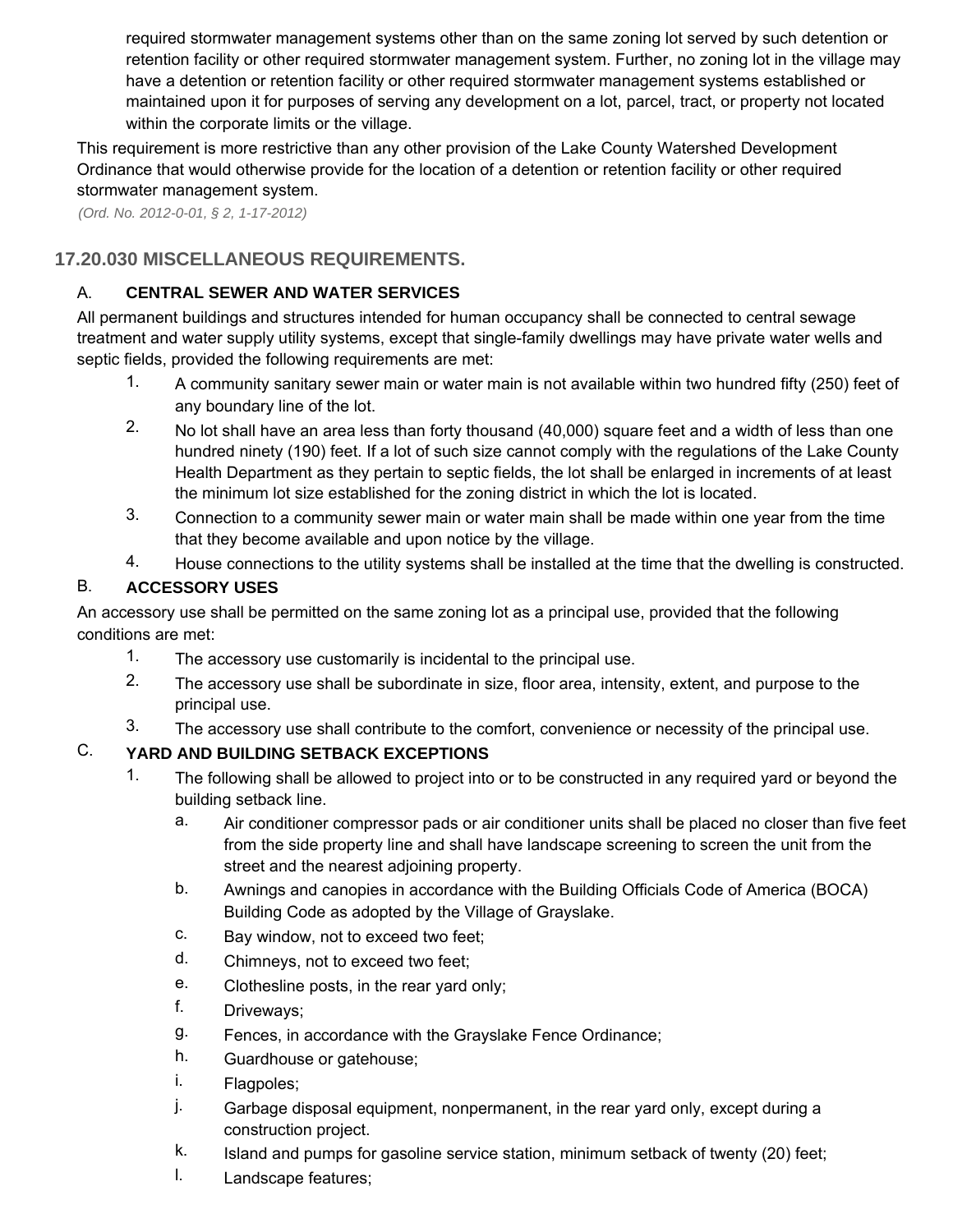required stormwater management systems other than on the same zoning lot served by such detention or retention facility or other required stormwater management system. Further, no zoning lot in the village may have a detention or retention facility or other required stormwater management systems established or maintained upon it for purposes of serving any development on a lot, parcel, tract, or property not located within the corporate limits or the village.

This requirement is more restrictive than any other provision of the Lake County Watershed Development Ordinance that would otherwise provide for the location of a detention or retention facility or other required stormwater management system.

*(Ord. No. 2012-0-01, § 2, 1-17-2012)*

## 17.20.030 MISCELLANEOUS REQUIREMENTS.

### A. CENTRAL SEWER AND WATER SERVICES

All permanent buildings and structures intended for human occupancy shall be connected to central sewage treatment and water supply utility systems, except that single-family dwellings may have private water wells and septic fields, provided the following requirements are met:

1. A community sanitary sewer main or water main is not available within two hundred fifty (250) feet of any boundary line of the lot.
2. No lot shall have an area less than forty thousand (40,000) square feet and a width of less than one hundred ninety (190) feet. If a lot of such size cannot comply with the regulations of the Lake County Health Department as they pertain to septic fields, the lot shall be enlarged in increments of at least the minimum lot size established for the zoning district in which the lot is located.
3. Connection to a community sewer main or water main shall be made within one year from the time that they become available and upon notice by the village.
4. House connections to the utility systems shall be installed at the time that the dwelling is constructed.

### B. ACCESSORY USES

An accessory use shall be permitted on the same zoning lot as a principal use, provided that the following conditions are met:

1. The accessory use customarily is incidental to the principal use.
2. The accessory use shall be subordinate in size, floor area, intensity, extent, and purpose to the principal use.
3. The accessory use shall contribute to the comfort, convenience or necessity of the principal use.

### C. YARD AND BUILDING SETBACK EXCEPTIONS

1. The following shall be allowed to project into or to be constructed in any required yard or beyond the building setback line.
   a. Air conditioner compressor pads or air conditioner units shall be placed no closer than five feet from the side property line and shall have landscape screening to screen the unit from the street and the nearest adjoining property.
   b. Awnings and canopies in accordance with the Building Officials Code of America (BOCA) Building Code as adopted by the Village of Grayslake.
   c. Bay window, not to exceed two feet;
   d. Chimneys, not to exceed two feet;
   e. Clothesline posts, in the rear yard only;
   f. Driveways;
   g. Fences, in accordance with the Grayslake Fence Ordinance;
   h. Guardhouse or gatehouse;
   i. Flagpoles;
   j. Garbage disposal equipment, nonpermanent, in the rear yard only, except during a construction project.
   k. Island and pumps for gasoline service station, minimum setback of twenty (20) feet;
   l. Landscape features;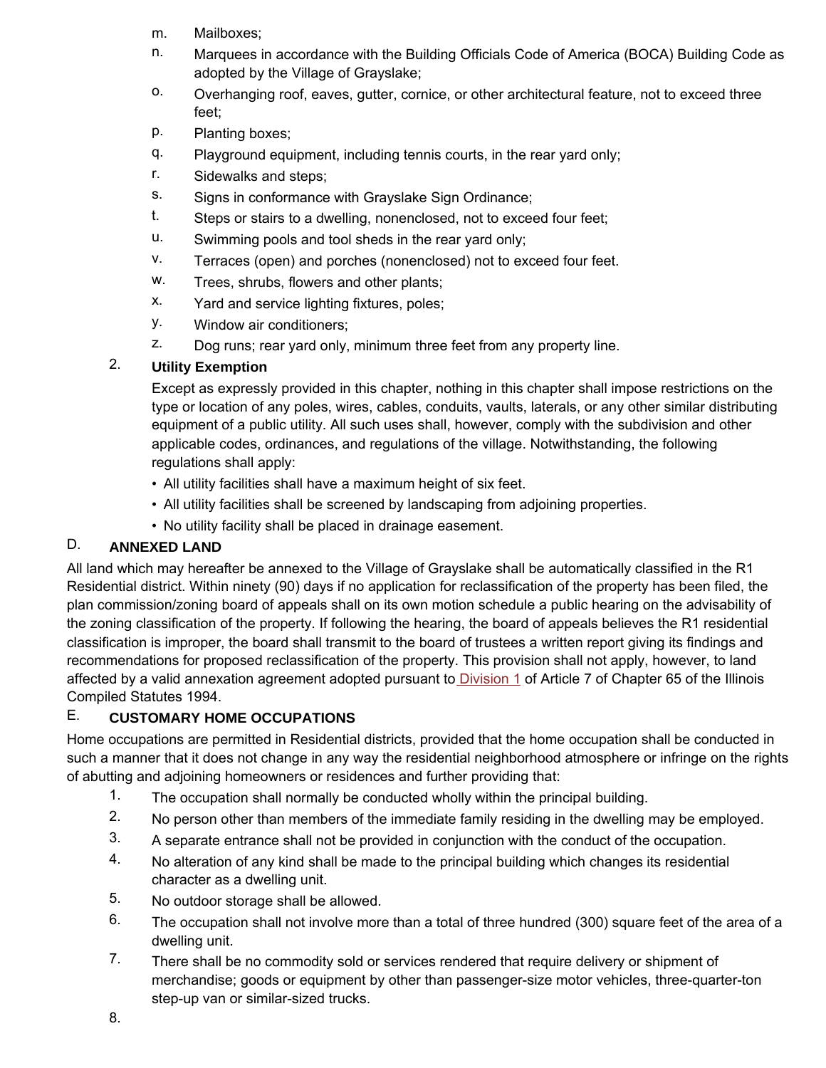m. Mailboxes;

n. Marquees in accordance with the Building Officials Code of America (BOCA) Building Code as adopted by the Village of Grayslake;

o. Overhanging roof, eaves, gutter, cornice, or other architectural feature, not to exceed three feet;

p. Planting boxes;

q. Playground equipment, including tennis courts, in the rear yard only;

r. Sidewalks and steps;

s. Signs in conformance with Grayslake Sign Ordinance;

t. Steps or stairs to a dwelling, nonenclosed, not to exceed four feet;

u. Swimming pools and tool sheds in the rear yard only;

v. Terraces (open) and porches (nonenclosed) not to exceed four feet.

w. Trees, shrubs, flowers and other plants;

x. Yard and service lighting fixtures, poles;

y. Window air conditioners;

z. Dog runs; rear yard only, minimum three feet from any property line.

2. **Utility Exemption**

Except as expressly provided in this chapter, nothing in this chapter shall impose restrictions on the type or location of any poles, wires, cables, conduits, vaults, laterals, or any other similar distributing equipment of a public utility. All such uses shall, however, comply with the subdivision and other applicable codes, ordinances, and regulations of the village. Notwithstanding, the following regulations shall apply:

- All utility facilities shall have a maximum height of six feet.
- All utility facilities shall be screened by landscaping from adjoining properties.
- No utility facility shall be placed in drainage easement.

### D. ANNEXED LAND

All land which may hereafter be annexed to the Village of Grayslake shall be automatically classified in the R1 Residential district. Within ninety (90) days if no application for reclassification of the property has been filed, the plan commission/zoning board of appeals shall on its own motion schedule a public hearing on the advisability of the zoning classification of the property. If following the hearing, the board of appeals believes the R1 residential classification is improper, the board shall transmit to the board of trustees a written report giving its findings and recommendations for proposed reclassification of the property. This provision shall not apply, however, to land affected by a valid annexation agreement adopted pursuant to Division 1 of Article 7 of Chapter 65 of the Illinois Compiled Statutes 1994.

### E. CUSTOMARY HOME OCCUPATIONS

Home occupations are permitted in Residential districts, provided that the home occupation shall be conducted in such a manner that it does not change in any way the residential neighborhood atmosphere or infringe on the rights of abutting and adjoining homeowners or residences and further providing that:

1. The occupation shall normally be conducted wholly within the principal building.
2. No person other than members of the immediate family residing in the dwelling may be employed.
3. A separate entrance shall not be provided in conjunction with the conduct of the occupation.
4. No alteration of any kind shall be made to the principal building which changes its residential character as a dwelling unit.
5. No outdoor storage shall be allowed.
6. The occupation shall not involve more than a total of three hundred (300) square feet of the area of a dwelling unit.
7. There shall be no commodity sold or services rendered that require delivery or shipment of merchandise; goods or equipment by other than passenger-size motor vehicles, three-quarter-ton step-up van or similar-sized trucks.
8.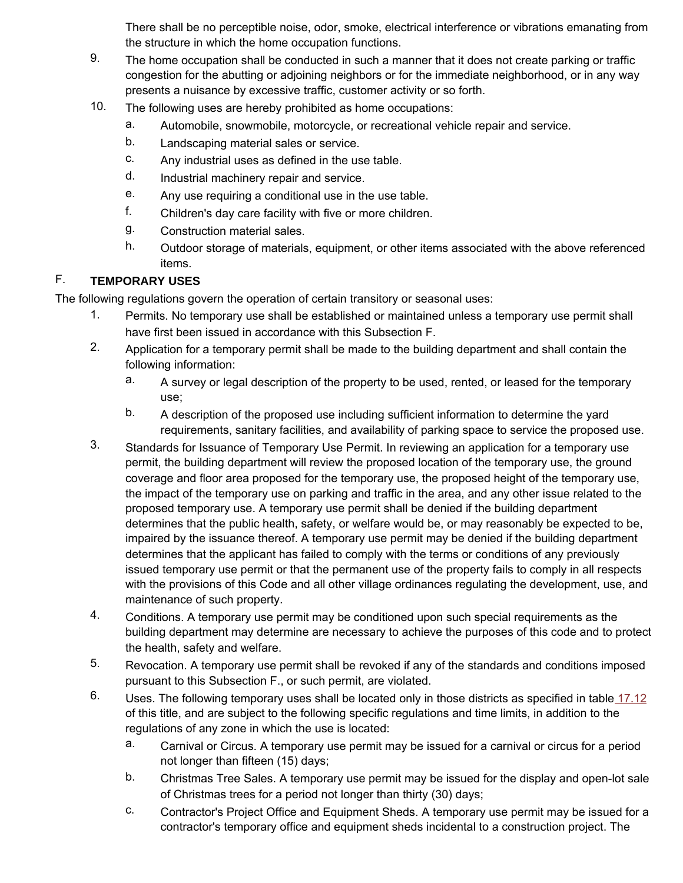There shall be no perceptible noise, odor, smoke, electrical interference or vibrations emanating from the structure in which the home occupation functions.

9. The home occupation shall be conducted in such a manner that it does not create parking or traffic congestion for the abutting or adjoining neighbors or for the immediate neighborhood, or in any way presents a nuisance by excessive traffic, customer activity or so forth.
10. The following uses are hereby prohibited as home occupations:
    a. Automobile, snowmobile, motorcycle, or recreational vehicle repair and service.
    b. Landscaping material sales or service.
    c. Any industrial uses as defined in the use table.
    d. Industrial machinery repair and service.
    e. Any use requiring a conditional use in the use table.
    f. Children's day care facility with five or more children.
    g. Construction material sales.
    h. Outdoor storage of materials, equipment, or other items associated with the above referenced items.

F. **TEMPORARY USES**

The following regulations govern the operation of certain transitory or seasonal uses:

1. Permits. No temporary use shall be established or maintained unless a temporary use permit shall have first been issued in accordance with this Subsection F.
2. Application for a temporary permit shall be made to the building department and shall contain the following information:
    a. A survey or legal description of the property to be used, rented, or leased for the temporary use;
    b. A description of the proposed use including sufficient information to determine the yard requirements, sanitary facilities, and availability of parking space to service the proposed use.
3. Standards for Issuance of Temporary Use Permit. In reviewing an application for a temporary use permit, the building department will review the proposed location of the temporary use, the ground coverage and floor area proposed for the temporary use, the proposed height of the temporary use, the impact of the temporary use on parking and traffic in the area, and any other issue related to the proposed temporary use. A temporary use permit shall be denied if the building department determines that the public health, safety, or welfare would be, or may reasonably be expected to be, impaired by the issuance thereof. A temporary use permit may be denied if the building department determines that the applicant has failed to comply with the terms or conditions of any previously issued temporary use permit or that the permanent use of the property fails to comply in all respects with the provisions of this Code and all other village ordinances regulating the development, use, and maintenance of such property.
4. Conditions. A temporary use permit may be conditioned upon such special requirements as the building department may determine are necessary to achieve the purposes of this code and to protect the health, safety and welfare.
5. Revocation. A temporary use permit shall be revoked if any of the standards and conditions imposed pursuant to this Subsection F., or such permit, are violated.
6. Uses. The following temporary uses shall be located only in those districts as specified in table 17.12 of this title, and are subject to the following specific regulations and time limits, in addition to the regulations of any zone in which the use is located:
    a. Carnival or Circus. A temporary use permit may be issued for a carnival or circus for a period not longer than fifteen (15) days;
    b. Christmas Tree Sales. A temporary use permit may be issued for the display and open-lot sale of Christmas trees for a period not longer than thirty (30) days;
    c. Contractor's Project Office and Equipment Sheds. A temporary use permit may be issued for a contractor's temporary office and equipment sheds incidental to a construction project. The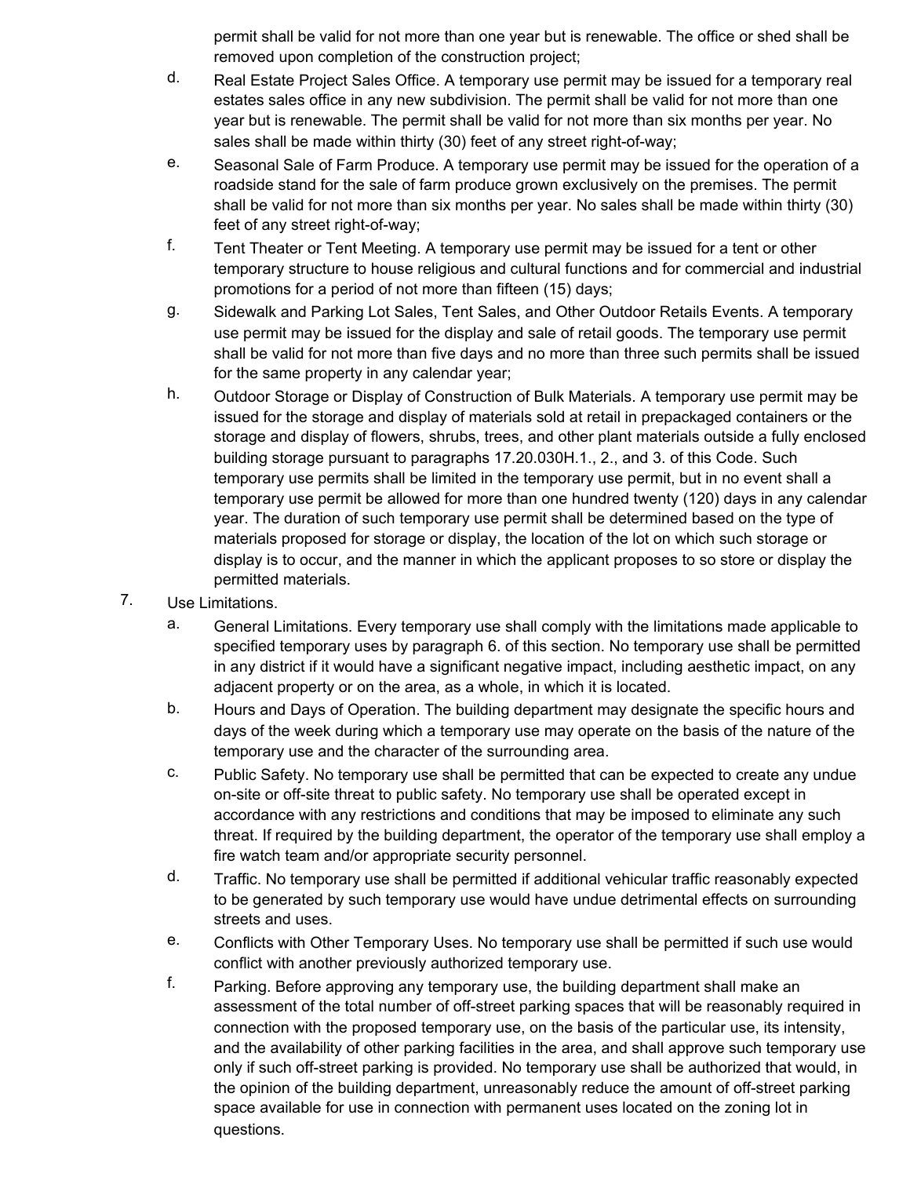permit shall be valid for not more than one year but is renewable. The office or shed shall be removed upon completion of the construction project;

d. Real Estate Project Sales Office. A temporary use permit may be issued for a temporary real estates sales office in any new subdivision. The permit shall be valid for not more than one year but is renewable. The permit shall be valid for not more than six months per year. No sales shall be made within thirty (30) feet of any street right-of-way;

e. Seasonal Sale of Farm Produce. A temporary use permit may be issued for the operation of a roadside stand for the sale of farm produce grown exclusively on the premises. The permit shall be valid for not more than six months per year. No sales shall be made within thirty (30) feet of any street right-of-way;

f. Tent Theater or Tent Meeting. A temporary use permit may be issued for a tent or other temporary structure to house religious and cultural functions and for commercial and industrial promotions for a period of not more than fifteen (15) days;

g. Sidewalk and Parking Lot Sales, Tent Sales, and Other Outdoor Retails Events. A temporary use permit may be issued for the display and sale of retail goods. The temporary use permit shall be valid for not more than five days and no more than three such permits shall be issued for the same property in any calendar year;

h. Outdoor Storage or Display of Construction of Bulk Materials. A temporary use permit may be issued for the storage and display of materials sold at retail in prepackaged containers or the storage and display of flowers, shrubs, trees, and other plant materials outside a fully enclosed building storage pursuant to paragraphs 17.20.030H.1., 2., and 3. of this Code. Such temporary use permits shall be limited in the temporary use permit, but in no event shall a temporary use permit be allowed for more than one hundred twenty (120) days in any calendar year. The duration of such temporary use permit shall be determined based on the type of materials proposed for storage or display, the location of the lot on which such storage or display is to occur, and the manner in which the applicant proposes to so store or display the permitted materials.

7. Use Limitations.

a. General Limitations. Every temporary use shall comply with the limitations made applicable to specified temporary uses by paragraph 6. of this section. No temporary use shall be permitted in any district if it would have a significant negative impact, including aesthetic impact, on any adjacent property or on the area, as a whole, in which it is located.

b. Hours and Days of Operation. The building department may designate the specific hours and days of the week during which a temporary use may operate on the basis of the nature of the temporary use and the character of the surrounding area.

c. Public Safety. No temporary use shall be permitted that can be expected to create any undue on-site or off-site threat to public safety. No temporary use shall be operated except in accordance with any restrictions and conditions that may be imposed to eliminate any such threat. If required by the building department, the operator of the temporary use shall employ a fire watch team and/or appropriate security personnel.

d. Traffic. No temporary use shall be permitted if additional vehicular traffic reasonably expected to be generated by such temporary use would have undue detrimental effects on surrounding streets and uses.

e. Conflicts with Other Temporary Uses. No temporary use shall be permitted if such use would conflict with another previously authorized temporary use.

f. Parking. Before approving any temporary use, the building department shall make an assessment of the total number of off-street parking spaces that will be reasonably required in connection with the proposed temporary use, on the basis of the particular use, its intensity, and the availability of other parking facilities in the area, and shall approve such temporary use only if such off-street parking is provided. No temporary use shall be authorized that would, in the opinion of the building department, unreasonably reduce the amount of off-street parking space available for use in connection with permanent uses located on the zoning lot in questions.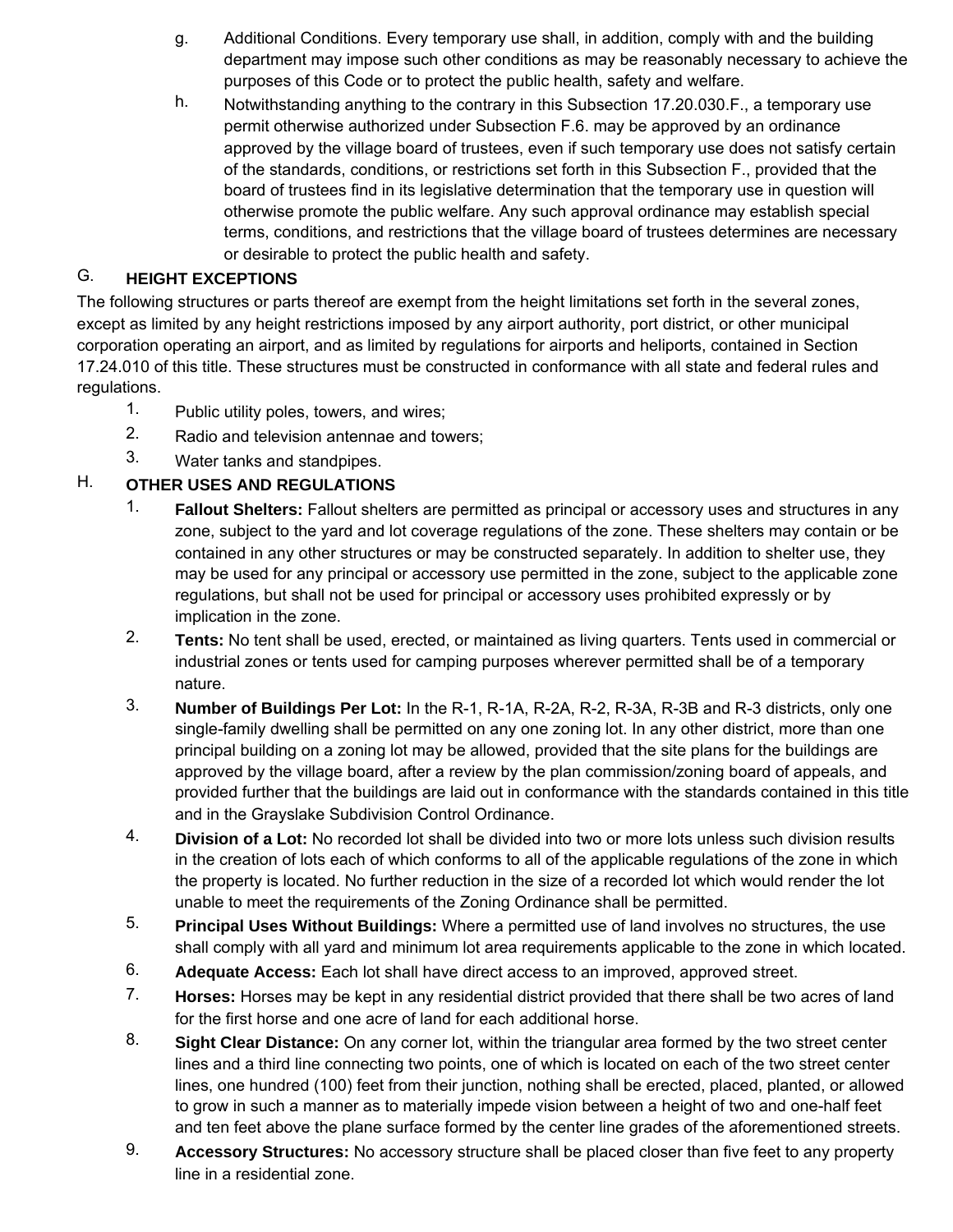g. Additional Conditions. Every temporary use shall, in addition, comply with and the building department may impose such other conditions as may be reasonably necessary to achieve the purposes of this Code or to protect the public health, safety and welfare.

h. Notwithstanding anything to the contrary in this Subsection 17.20.030.F., a temporary use permit otherwise authorized under Subsection F.6. may be approved by an ordinance approved by the village board of trustees, even if such temporary use does not satisfy certain of the standards, conditions, or restrictions set forth in this Subsection F., provided that the board of trustees find in its legislative determination that the temporary use in question will otherwise promote the public welfare. Any such approval ordinance may establish special terms, conditions, and restrictions that the village board of trustees determines are necessary or desirable to protect the public health and safety.

## G. HEIGHT EXCEPTIONS

The following structures or parts thereof are exempt from the height limitations set forth in the several zones, except as limited by any height restrictions imposed by any airport authority, port district, or other municipal corporation operating an airport, and as limited by regulations for airports and heliports, contained in Section 17.24.010 of this title. These structures must be constructed in conformance with all state and federal rules and regulations.

1. Public utility poles, towers, and wires;
2. Radio and television antennae and towers;
3. Water tanks and standpipes.

## H. OTHER USES AND REGULATIONS

1. **Fallout Shelters:** Fallout shelters are permitted as principal or accessory uses and structures in any zone, subject to the yard and lot coverage regulations of the zone. These shelters may contain or be contained in any other structures or may be constructed separately. In addition to shelter use, they may be used for any principal or accessory use permitted in the zone, subject to the applicable zone regulations, but shall not be used for principal or accessory uses prohibited expressly or by implication in the zone.
2. **Tents:** No tent shall be used, erected, or maintained as living quarters. Tents used in commercial or industrial zones or tents used for camping purposes wherever permitted shall be of a temporary nature.
3. **Number of Buildings Per Lot:** In the R-1, R-1A, R-2A, R-2, R-3A, R-3B and R-3 districts, only one single-family dwelling shall be permitted on any one zoning lot. In any other district, more than one principal building on a zoning lot may be allowed, provided that the site plans for the buildings are approved by the village board, after a review by the plan commission/zoning board of appeals, and provided further that the buildings are laid out in conformance with the standards contained in this title and in the Grayslake Subdivision Control Ordinance.
4. **Division of a Lot:** No recorded lot shall be divided into two or more lots unless such division results in the creation of lots each of which conforms to all of the applicable regulations of the zone in which the property is located. No further reduction in the size of a recorded lot which would render the lot unable to meet the requirements of the Zoning Ordinance shall be permitted.
5. **Principal Uses Without Buildings:** Where a permitted use of land involves no structures, the use shall comply with all yard and minimum lot area requirements applicable to the zone in which located.
6. **Adequate Access:** Each lot shall have direct access to an improved, approved street.
7. **Horses:** Horses may be kept in any residential district provided that there shall be two acres of land for the first horse and one acre of land for each additional horse.
8. **Sight Clear Distance:** On any corner lot, within the triangular area formed by the two street center lines and a third line connecting two points, one of which is located on each of the two street center lines, one hundred (100) feet from their junction, nothing shall be erected, placed, planted, or allowed to grow in such a manner as to materially impede vision between a height of two and one-half feet and ten feet above the plane surface formed by the center line grades of the aforementioned streets.
9. **Accessory Structures:** No accessory structure shall be placed closer than five feet to any property line in a residential zone.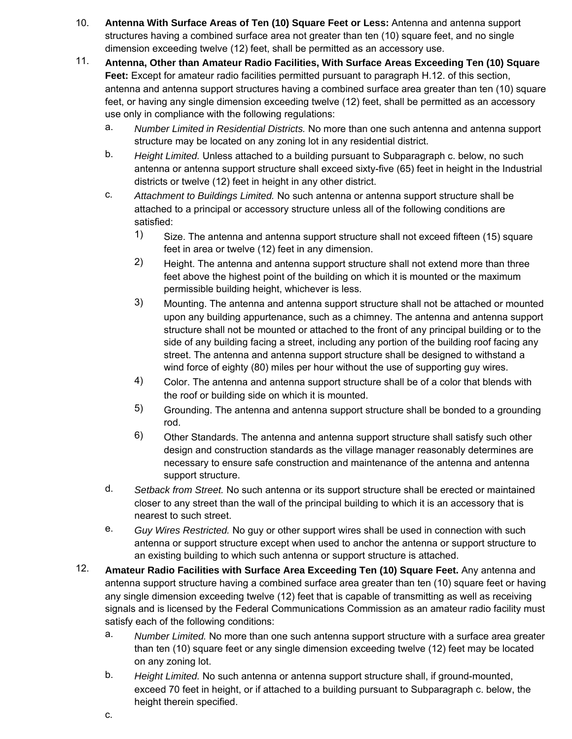10. **Antenna With Surface Areas of Ten (10) Square Feet or Less:** Antenna and antenna support structures having a combined surface area not greater than ten (10) square feet, and no single dimension exceeding twelve (12) feet, shall be permitted as an accessory use.

11. **Antenna, Other than Amateur Radio Facilities, With Surface Areas Exceeding Ten (10) Square Feet:** Except for amateur radio facilities permitted pursuant to paragraph H.12. of this section, antenna and antenna support structures having a combined surface area greater than ten (10) square feet, or having any single dimension exceeding twelve (12) feet, shall be permitted as an accessory use only in compliance with the following regulations:

    a. *Number Limited in Residential Districts.* No more than one such antenna and antenna support structure may be located on any zoning lot in any residential district.

    b. *Height Limited.* Unless attached to a building pursuant to Subparagraph c. below, no such antenna or antenna support structure shall exceed sixty-five (65) feet in height in the Industrial districts or twelve (12) feet in height in any other district.

    c. *Attachment to Buildings Limited.* No such antenna or antenna support structure shall be attached to a principal or accessory structure unless all of the following conditions are satisfied:

        1) Size. The antenna and antenna support structure shall not exceed fifteen (15) square feet in area or twelve (12) feet in any dimension.

        2) Height. The antenna and antenna support structure shall not extend more than three feet above the highest point of the building on which it is mounted or the maximum permissible building height, whichever is less.

        3) Mounting. The antenna and antenna support structure shall not be attached or mounted upon any building appurtenance, such as a chimney. The antenna and antenna support structure shall not be mounted or attached to the front of any principal building or to the side of any building facing a street, including any portion of the building roof facing any street. The antenna and antenna support structure shall be designed to withstand a wind force of eighty (80) miles per hour without the use of supporting guy wires.

        4) Color. The antenna and antenna support structure shall be of a color that blends with the roof or building side on which it is mounted.

        5) Grounding. The antenna and antenna support structure shall be bonded to a grounding rod.

        6) Other Standards. The antenna and antenna support structure shall satisfy such other design and construction standards as the village manager reasonably determines are necessary to ensure safe construction and maintenance of the antenna and antenna support structure.

    d. *Setback from Street.* No such antenna or its support structure shall be erected or maintained closer to any street than the wall of the principal building to which it is an accessory that is nearest to such street.

    e. *Guy Wires Restricted.* No guy or other support wires shall be used in connection with such antenna or support structure except when used to anchor the antenna or support structure to an existing building to which such antenna or support structure is attached.

12. **Amateur Radio Facilities with Surface Area Exceeding Ten (10) Square Feet.** Any antenna and antenna support structure having a combined surface area greater than ten (10) square feet or having any single dimension exceeding twelve (12) feet that is capable of transmitting as well as receiving signals and is licensed by the Federal Communications Commission as an amateur radio facility must satisfy each of the following conditions:

    a. *Number Limited.* No more than one such antenna support structure with a surface area greater than ten (10) square feet or any single dimension exceeding twelve (12) feet may be located on any zoning lot.

    b. *Height Limited.* No such antenna or antenna support structure shall, if ground-mounted, exceed 70 feet in height, or if attached to a building pursuant to Subparagraph c. below, the height therein specified.

    c.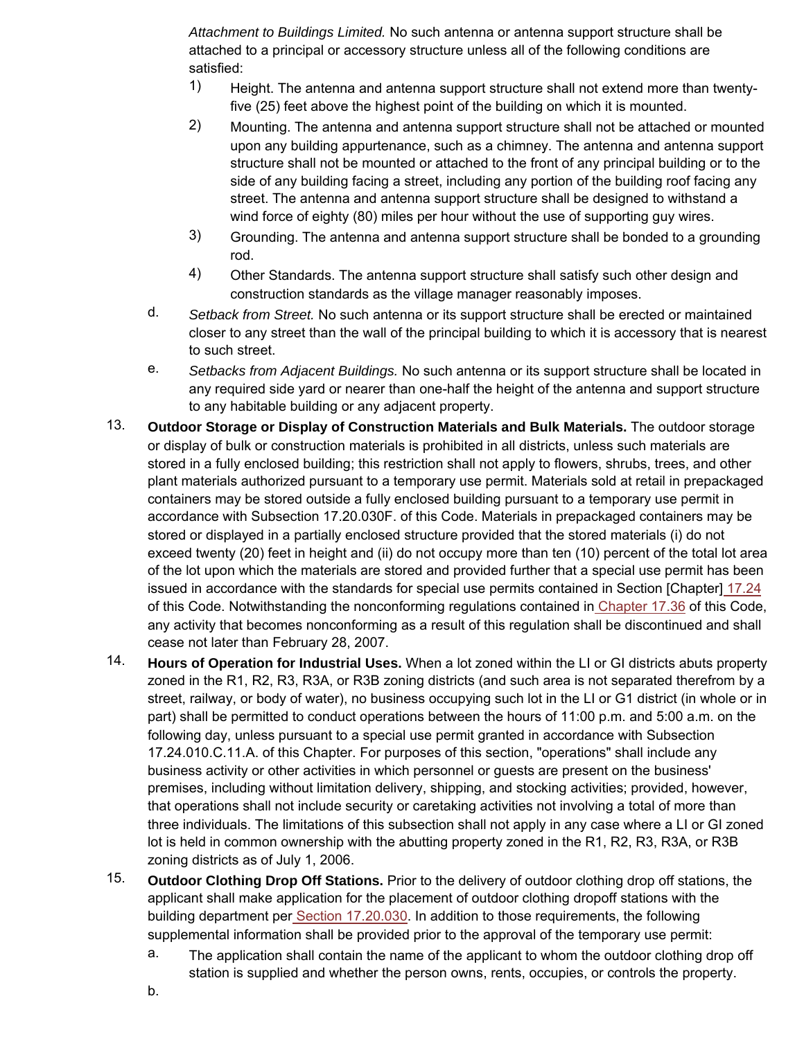*Attachment to Buildings Limited.* No such antenna or antenna support structure shall be attached to a principal or accessory structure unless all of the following conditions are satisfied:

1) Height. The antenna and antenna support structure shall not extend more than twenty-five (25) feet above the highest point of the building on which it is mounted.

2) Mounting. The antenna and antenna support structure shall not be attached or mounted upon any building appurtenance, such as a chimney. The antenna and antenna support structure shall not be mounted or attached to the front of any principal building or to the side of any building facing a street, including any portion of the building roof facing any street. The antenna and antenna support structure shall be designed to withstand a wind force of eighty (80) miles per hour without the use of supporting guy wires.

3) Grounding. The antenna and antenna support structure shall be bonded to a grounding rod.

4) Other Standards. The antenna support structure shall satisfy such other design and construction standards as the village manager reasonably imposes.

d. *Setback from Street.* No such antenna or its support structure shall be erected or maintained closer to any street than the wall of the principal building to which it is accessory that is nearest to such street.

e. *Setbacks from Adjacent Buildings.* No such antenna or its support structure shall be located in any required side yard or nearer than one-half the height of the antenna and support structure to any habitable building or any adjacent property.

13. **Outdoor Storage or Display of Construction Materials and Bulk Materials.** The outdoor storage or display of bulk or construction materials is prohibited in all districts, unless such materials are stored in a fully enclosed building; this restriction shall not apply to flowers, shrubs, trees, and other plant materials authorized pursuant to a temporary use permit. Materials sold at retail in prepackaged containers may be stored outside a fully enclosed building pursuant to a temporary use permit in accordance with Subsection 17.20.030F. of this Code. Materials in prepackaged containers may be stored or displayed in a partially enclosed structure provided that the stored materials (i) do not exceed twenty (20) feet in height and (ii) do not occupy more than ten (10) percent of the total lot area of the lot upon which the materials are stored and provided further that a special use permit has been issued in accordance with the standards for special use permits contained in Section [Chapter] 17.24 of this Code. Notwithstanding the nonconforming regulations contained in Chapter 17.36 of this Code, any activity that becomes nonconforming as a result of this regulation shall be discontinued and shall cease not later than February 28, 2007.

14. **Hours of Operation for Industrial Uses.** When a lot zoned within the LI or GI districts abuts property zoned in the R1, R2, R3, R3A, or R3B zoning districts (and such area is not separated therefrom by a street, railway, or body of water), no business occupying such lot in the LI or G1 district (in whole or in part) shall be permitted to conduct operations between the hours of 11:00 p.m. and 5:00 a.m. on the following day, unless pursuant to a special use permit granted in accordance with Subsection 17.24.010.C.11.A. of this Chapter. For purposes of this section, "operations" shall include any business activity or other activities in which personnel or guests are present on the business' premises, including without limitation delivery, shipping, and stocking activities; provided, however, that operations shall not include security or caretaking activities not involving a total of more than three individuals. The limitations of this subsection shall not apply in any case where a LI or GI zoned lot is held in common ownership with the abutting property zoned in the R1, R2, R3, R3A, or R3B zoning districts as of July 1, 2006.

15. **Outdoor Clothing Drop Off Stations.** Prior to the delivery of outdoor clothing drop off stations, the applicant shall make application for the placement of outdoor clothing dropoff stations with the building department per Section 17.20.030. In addition to those requirements, the following supplemental information shall be provided prior to the approval of the temporary use permit:

   a. The application shall contain the name of the applicant to whom the outdoor clothing drop off station is supplied and whether the person owns, rents, occupies, or controls the property.

   b.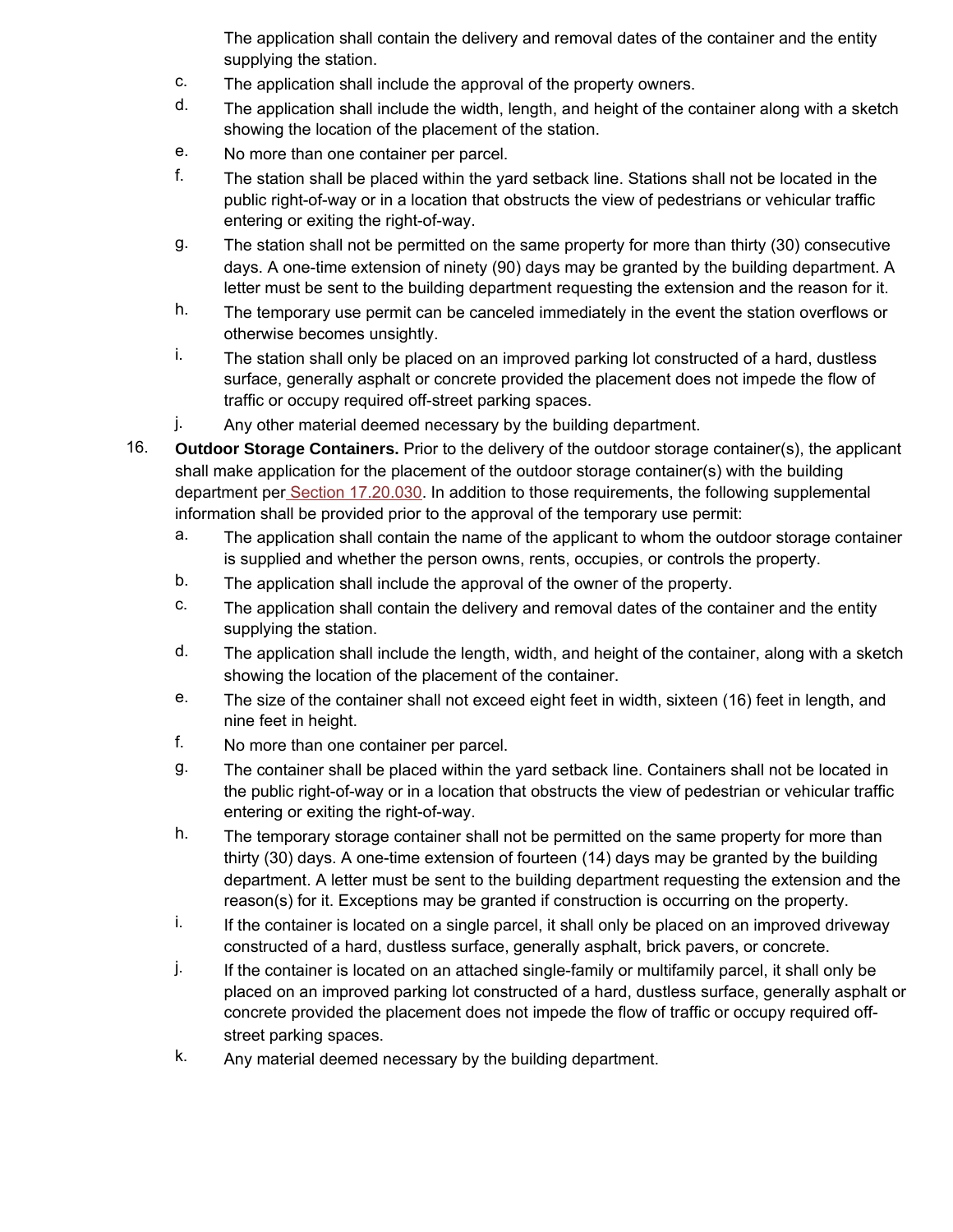The application shall contain the delivery and removal dates of the container and the entity supplying the station.

c. The application shall include the approval of the property owners.

d. The application shall include the width, length, and height of the container along with a sketch showing the location of the placement of the station.

e. No more than one container per parcel.

f. The station shall be placed within the yard setback line. Stations shall not be located in the public right-of-way or in a location that obstructs the view of pedestrians or vehicular traffic entering or exiting the right-of-way.

g. The station shall not be permitted on the same property for more than thirty (30) consecutive days. A one-time extension of ninety (90) days may be granted by the building department. A letter must be sent to the building department requesting the extension and the reason for it.

h. The temporary use permit can be canceled immediately in the event the station overflows or otherwise becomes unsightly.

i. The station shall only be placed on an improved parking lot constructed of a hard, dustless surface, generally asphalt or concrete provided the placement does not impede the flow of traffic or occupy required off-street parking spaces.

j. Any other material deemed necessary by the building department.

16. **Outdoor Storage Containers.** Prior to the delivery of the outdoor storage container(s), the applicant shall make application for the placement of the outdoor storage container(s) with the building department per Section 17.20.030. In addition to those requirements, the following supplemental information shall be provided prior to the approval of the temporary use permit:

    a. The application shall contain the name of the applicant to whom the outdoor storage container is supplied and whether the person owns, rents, occupies, or controls the property.

    b. The application shall include the approval of the owner of the property.

    c. The application shall contain the delivery and removal dates of the container and the entity supplying the station.

    d. The application shall include the length, width, and height of the container, along with a sketch showing the location of the placement of the container.

    e. The size of the container shall not exceed eight feet in width, sixteen (16) feet in length, and nine feet in height.

    f. No more than one container per parcel.

    g. The container shall be placed within the yard setback line. Containers shall not be located in the public right-of-way or in a location that obstructs the view of pedestrian or vehicular traffic entering or exiting the right-of-way.

    h. The temporary storage container shall not be permitted on the same property for more than thirty (30) days. A one-time extension of fourteen (14) days may be granted by the building department. A letter must be sent to the building department requesting the extension and the reason(s) for it. Exceptions may be granted if construction is occurring on the property.

    i. If the container is located on a single parcel, it shall only be placed on an improved driveway constructed of a hard, dustless surface, generally asphalt, brick pavers, or concrete.

    j. If the container is located on an attached single-family or multifamily parcel, it shall only be placed on an improved parking lot constructed of a hard, dustless surface, generally asphalt or concrete provided the placement does not impede the flow of traffic or occupy required off-street parking spaces.

    k. Any material deemed necessary by the building department.